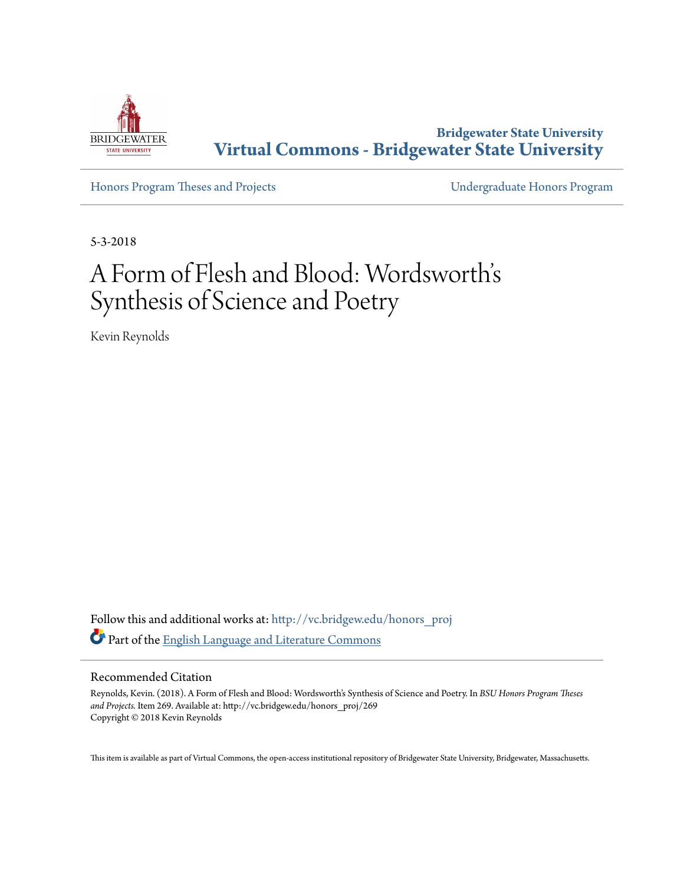Bridgewater State University

# Virtual Commons - Bridgewater State University

Honors Program Theses and Projects | Undergraduate Honors Program

5-3-2018

# A Form of Flesh and Blood: Wordsworth's Synthesis of Science and Poetry

Kevin Reynolds

Follow this and additional works at: http://vc.bridgew.edu/honors_proj

Part of the English Language and Literature Commons

## Recommended Citation

Reynolds, Kevin. (2018). A Form of Flesh and Blood: Wordsworth's Synthesis of Science and Poetry. In *BSU Honors Program Theses and Projects.* Item 269. Available at: http://vc.bridgew.edu/honors_proj/269
Copyright © 2018 Kevin Reynolds

This item is available as part of Virtual Commons, the open-access institutional repository of Bridgewater State University, Bridgewater, Massachusetts.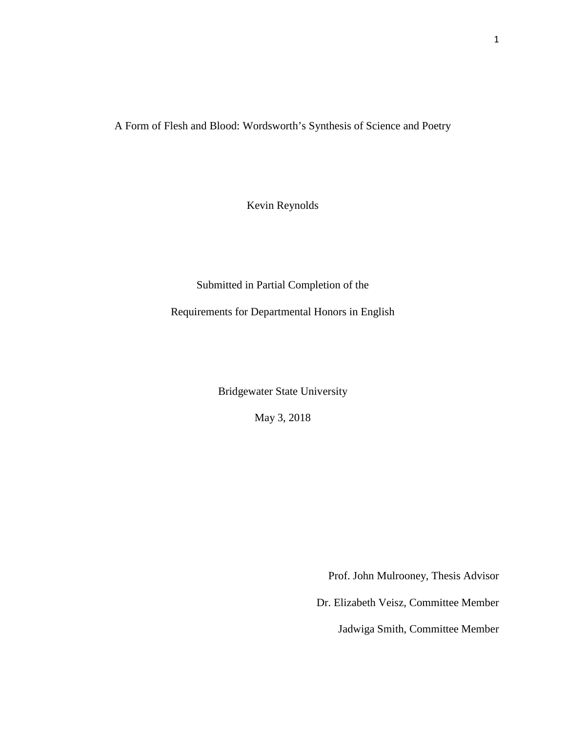# A Form of Flesh and Blood: Wordsworth's Synthesis of Science and Poetry

Kevin Reynolds

Submitted in Partial Completion of the

Requirements for Departmental Honors in English

Bridgewater State University

May 3, 2018

Prof. John Mulrooney, Thesis Advisor

Dr. Elizabeth Veisz, Committee Member

Jadwiga Smith, Committee Member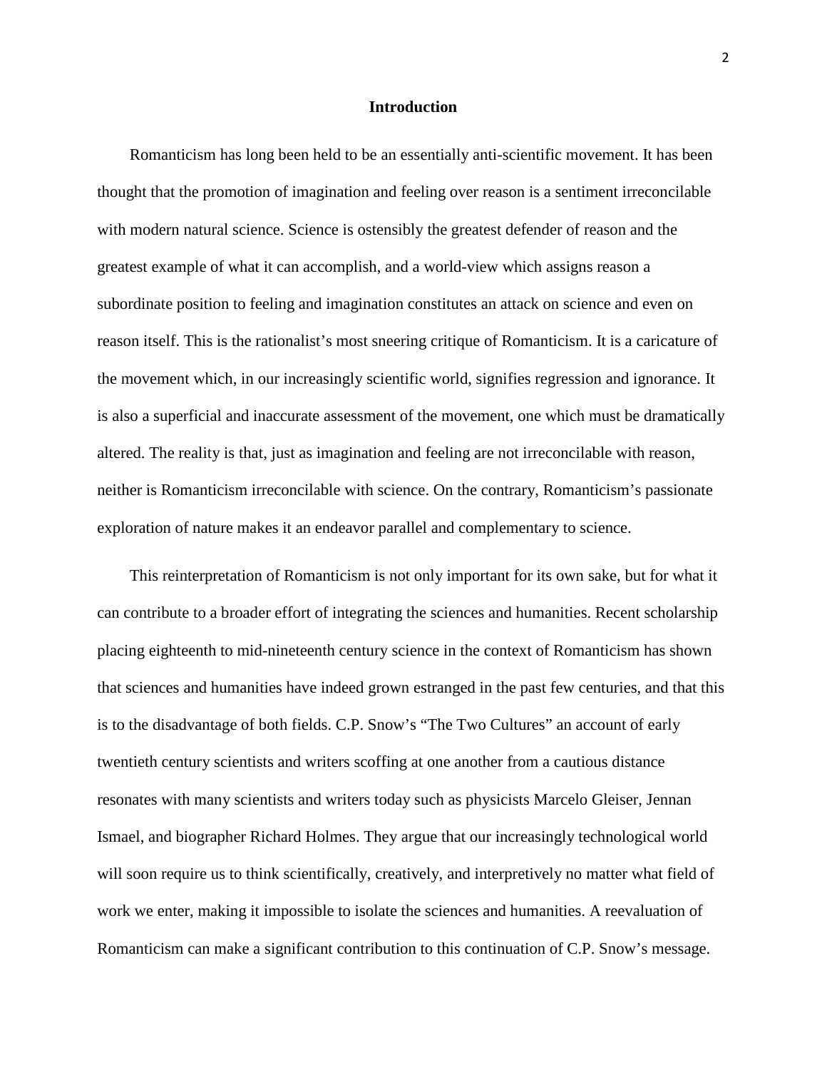## Introduction

Romanticism has long been held to be an essentially anti-scientific movement. It has been thought that the promotion of imagination and feeling over reason is a sentiment irreconcilable with modern natural science. Science is ostensibly the greatest defender of reason and the greatest example of what it can accomplish, and a world-view which assigns reason a subordinate position to feeling and imagination constitutes an attack on science and even on reason itself. This is the rationalist's most sneering critique of Romanticism. It is a caricature of the movement which, in our increasingly scientific world, signifies regression and ignorance. It is also a superficial and inaccurate assessment of the movement, one which must be dramatically altered. The reality is that, just as imagination and feeling are not irreconcilable with reason, neither is Romanticism irreconcilable with science. On the contrary, Romanticism's passionate exploration of nature makes it an endeavor parallel and complementary to science.

This reinterpretation of Romanticism is not only important for its own sake, but for what it can contribute to a broader effort of integrating the sciences and humanities. Recent scholarship placing eighteenth to mid-nineteenth century science in the context of Romanticism has shown that sciences and humanities have indeed grown estranged in the past few centuries, and that this is to the disadvantage of both fields. C.P. Snow's "The Two Cultures" an account of early twentieth century scientists and writers scoffing at one another from a cautious distance resonates with many scientists and writers today such as physicists Marcelo Gleiser, Jennan Ismael, and biographer Richard Holmes. They argue that our increasingly technological world will soon require us to think scientifically, creatively, and interpretively no matter what field of work we enter, making it impossible to isolate the sciences and humanities. A reevaluation of Romanticism can make a significant contribution to this continuation of C.P. Snow's message.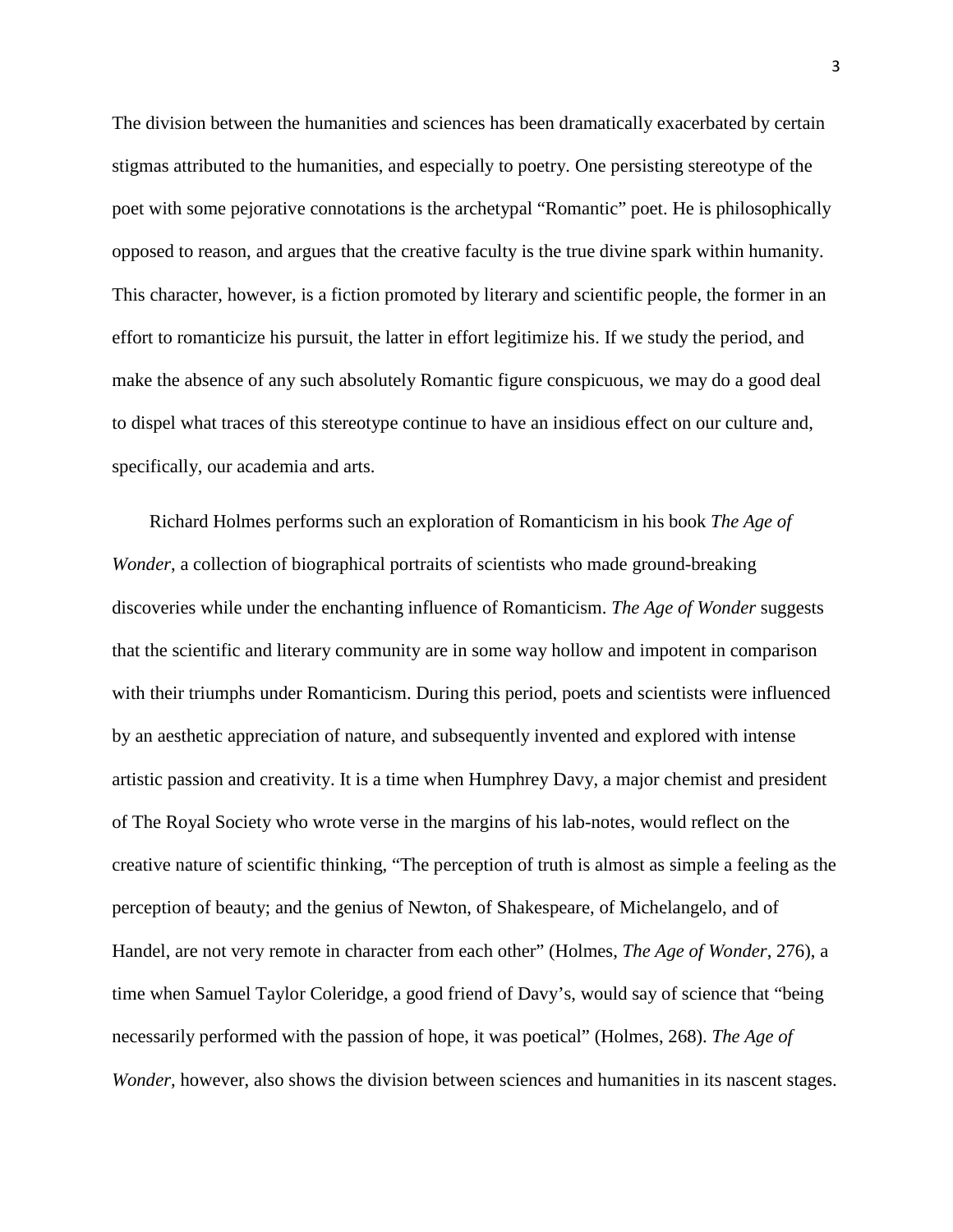The division between the humanities and sciences has been dramatically exacerbated by certain stigmas attributed to the humanities, and especially to poetry. One persisting stereotype of the poet with some pejorative connotations is the archetypal "Romantic" poet. He is philosophically opposed to reason, and argues that the creative faculty is the true divine spark within humanity. This character, however, is a fiction promoted by literary and scientific people, the former in an effort to romanticize his pursuit, the latter in effort legitimize his. If we study the period, and make the absence of any such absolutely Romantic figure conspicuous, we may do a good deal to dispel what traces of this stereotype continue to have an insidious effect on our culture and, specifically, our academia and arts.

Richard Holmes performs such an exploration of Romanticism in his book *The Age of Wonder*, a collection of biographical portraits of scientists who made ground-breaking discoveries while under the enchanting influence of Romanticism. *The Age of Wonder* suggests that the scientific and literary community are in some way hollow and impotent in comparison with their triumphs under Romanticism. During this period, poets and scientists were influenced by an aesthetic appreciation of nature, and subsequently invented and explored with intense artistic passion and creativity. It is a time when Humphrey Davy, a major chemist and president of The Royal Society who wrote verse in the margins of his lab-notes, would reflect on the creative nature of scientific thinking, "The perception of truth is almost as simple a feeling as the perception of beauty; and the genius of Newton, of Shakespeare, of Michelangelo, and of Handel, are not very remote in character from each other" (Holmes, *The Age of Wonder*, 276), a time when Samuel Taylor Coleridge, a good friend of Davy's, would say of science that "being necessarily performed with the passion of hope, it was poetical" (Holmes, 268). *The Age of Wonder*, however, also shows the division between sciences and humanities in its nascent stages.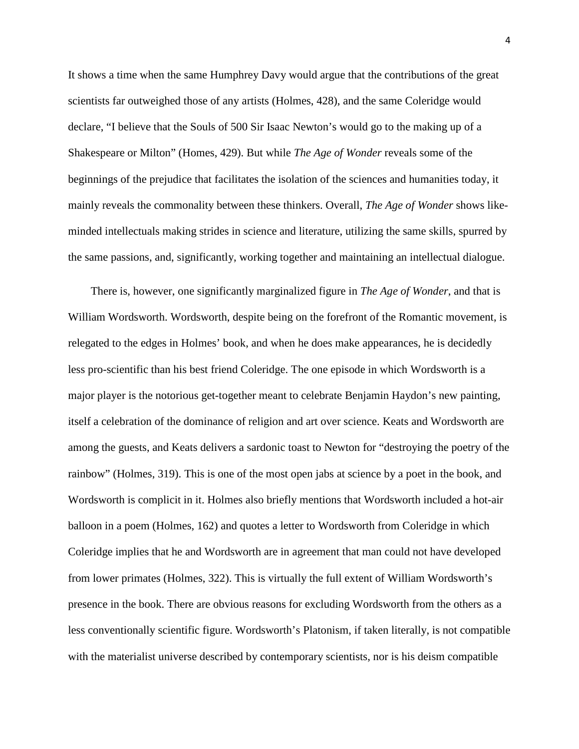It shows a time when the same Humphrey Davy would argue that the contributions of the great scientists far outweighed those of any artists (Holmes, 428), and the same Coleridge would declare, "I believe that the Souls of 500 Sir Isaac Newton's would go to the making up of a Shakespeare or Milton" (Homes, 429). But while *The Age of Wonder* reveals some of the beginnings of the prejudice that facilitates the isolation of the sciences and humanities today, it mainly reveals the commonality between these thinkers. Overall, *The Age of Wonder* shows like-minded intellectuals making strides in science and literature, utilizing the same skills, spurred by the same passions, and, significantly, working together and maintaining an intellectual dialogue.

There is, however, one significantly marginalized figure in *The Age of Wonder*, and that is William Wordsworth. Wordsworth, despite being on the forefront of the Romantic movement, is relegated to the edges in Holmes' book, and when he does make appearances, he is decidedly less pro-scientific than his best friend Coleridge. The one episode in which Wordsworth is a major player is the notorious get-together meant to celebrate Benjamin Haydon's new painting, itself a celebration of the dominance of religion and art over science. Keats and Wordsworth are among the guests, and Keats delivers a sardonic toast to Newton for "destroying the poetry of the rainbow" (Holmes, 319). This is one of the most open jabs at science by a poet in the book, and Wordsworth is complicit in it. Holmes also briefly mentions that Wordsworth included a hot-air balloon in a poem (Holmes, 162) and quotes a letter to Wordsworth from Coleridge in which Coleridge implies that he and Wordsworth are in agreement that man could not have developed from lower primates (Holmes, 322). This is virtually the full extent of William Wordsworth's presence in the book. There are obvious reasons for excluding Wordsworth from the others as a less conventionally scientific figure. Wordsworth's Platonism, if taken literally, is not compatible with the materialist universe described by contemporary scientists, nor is his deism compatible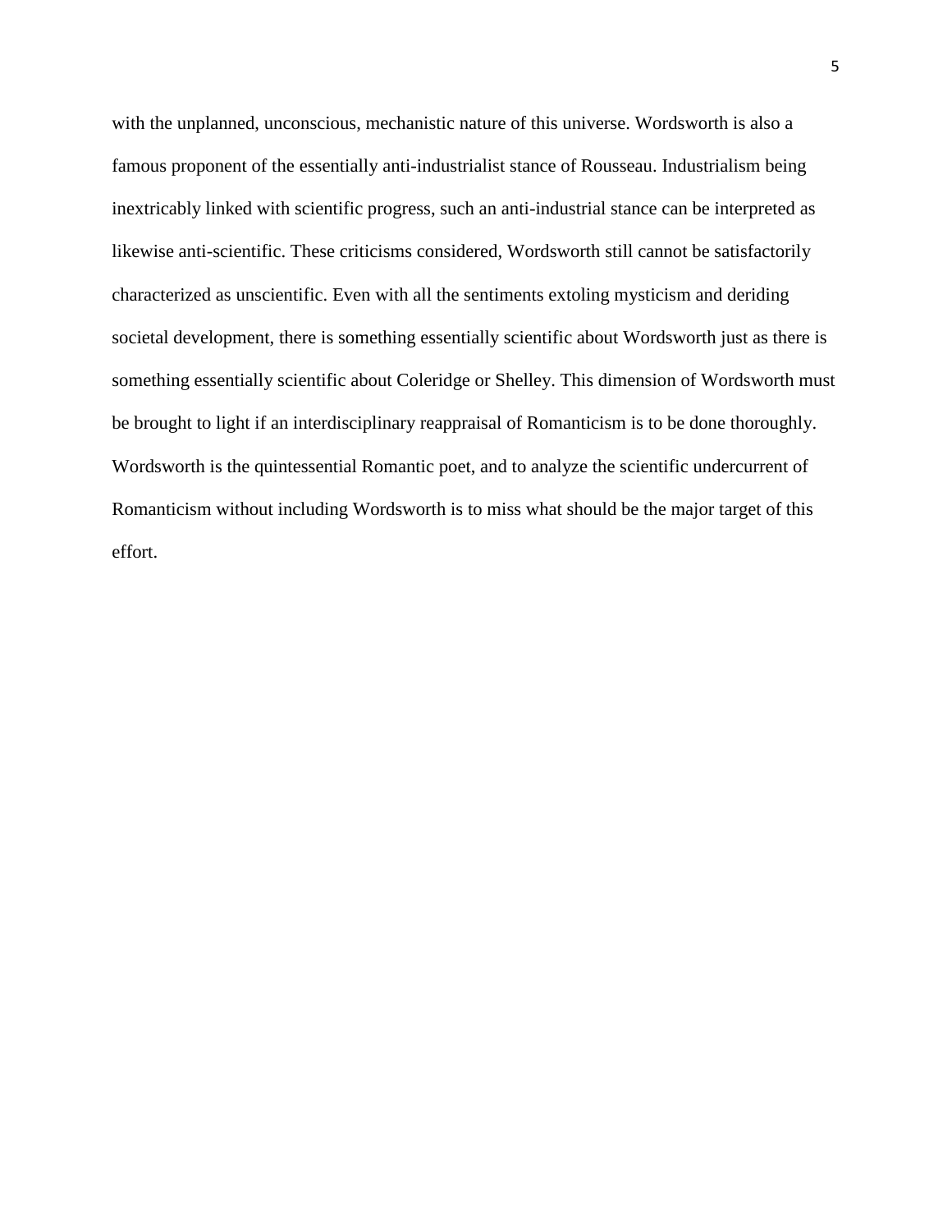with the unplanned, unconscious, mechanistic nature of this universe. Wordsworth is also a famous proponent of the essentially anti-industrialist stance of Rousseau. Industrialism being inextricably linked with scientific progress, such an anti-industrial stance can be interpreted as likewise anti-scientific. These criticisms considered, Wordsworth still cannot be satisfactorily characterized as unscientific. Even with all the sentiments extoling mysticism and deriding societal development, there is something essentially scientific about Wordsworth just as there is something essentially scientific about Coleridge or Shelley. This dimension of Wordsworth must be brought to light if an interdisciplinary reappraisal of Romanticism is to be done thoroughly. Wordsworth is the quintessential Romantic poet, and to analyze the scientific undercurrent of Romanticism without including Wordsworth is to miss what should be the major target of this effort.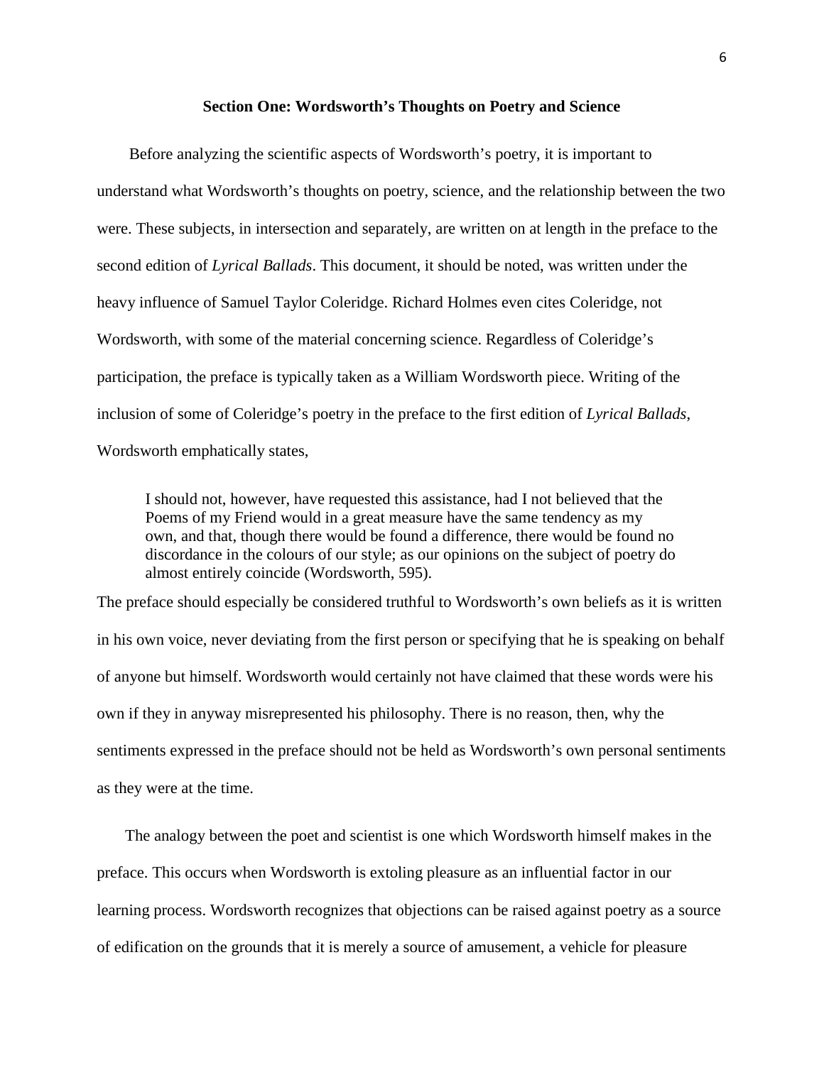## Section One: Wordsworth's Thoughts on Poetry and Science

Before analyzing the scientific aspects of Wordsworth's poetry, it is important to understand what Wordsworth's thoughts on poetry, science, and the relationship between the two were. These subjects, in intersection and separately, are written on at length in the preface to the second edition of *Lyrical Ballads*. This document, it should be noted, was written under the heavy influence of Samuel Taylor Coleridge. Richard Holmes even cites Coleridge, not Wordsworth, with some of the material concerning science. Regardless of Coleridge's participation, the preface is typically taken as a William Wordsworth piece. Writing of the inclusion of some of Coleridge's poetry in the preface to the first edition of *Lyrical Ballads*, Wordsworth emphatically states,

> I should not, however, have requested this assistance, had I not believed that the Poems of my Friend would in a great measure have the same tendency as my own, and that, though there would be found a difference, there would be found no discordance in the colours of our style; as our opinions on the subject of poetry do almost entirely coincide (Wordsworth, 595).

The preface should especially be considered truthful to Wordsworth's own beliefs as it is written in his own voice, never deviating from the first person or specifying that he is speaking on behalf of anyone but himself. Wordsworth would certainly not have claimed that these words were his own if they in anyway misrepresented his philosophy. There is no reason, then, why the sentiments expressed in the preface should not be held as Wordsworth's own personal sentiments as they were at the time.

The analogy between the poet and scientist is one which Wordsworth himself makes in the preface. This occurs when Wordsworth is extoling pleasure as an influential factor in our learning process. Wordsworth recognizes that objections can be raised against poetry as a source of edification on the grounds that it is merely a source of amusement, a vehicle for pleasure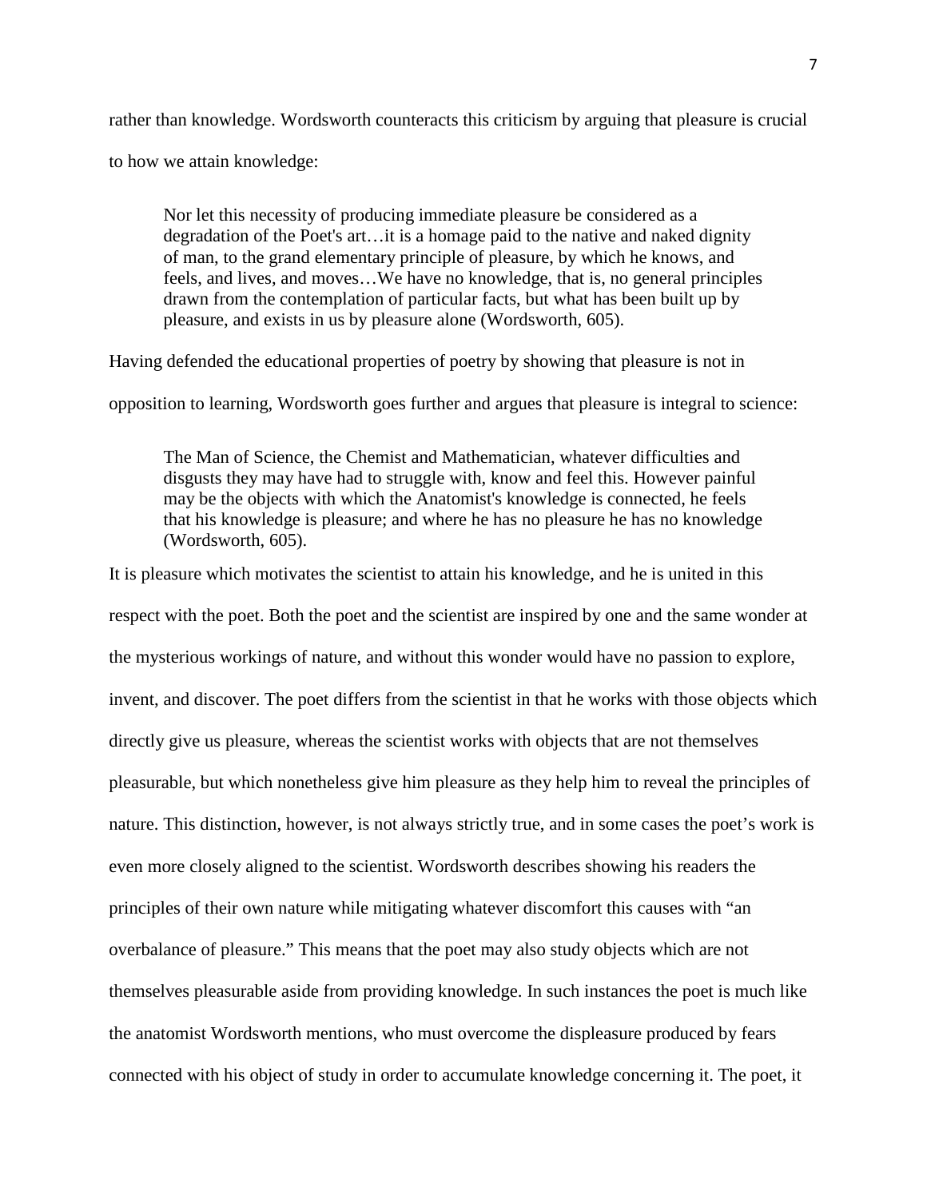rather than knowledge. Wordsworth counteracts this criticism by arguing that pleasure is crucial to how we attain knowledge:

> Nor let this necessity of producing immediate pleasure be considered as a degradation of the Poet's art…it is a homage paid to the native and naked dignity of man, to the grand elementary principle of pleasure, by which he knows, and feels, and lives, and moves…We have no knowledge, that is, no general principles drawn from the contemplation of particular facts, but what has been built up by pleasure, and exists in us by pleasure alone (Wordsworth, 605).

Having defended the educational properties of poetry by showing that pleasure is not in opposition to learning, Wordsworth goes further and argues that pleasure is integral to science:

> The Man of Science, the Chemist and Mathematician, whatever difficulties and disgusts they may have had to struggle with, know and feel this. However painful may be the objects with which the Anatomist's knowledge is connected, he feels that his knowledge is pleasure; and where he has no pleasure he has no knowledge (Wordsworth, 605).

It is pleasure which motivates the scientist to attain his knowledge, and he is united in this respect with the poet. Both the poet and the scientist are inspired by one and the same wonder at the mysterious workings of nature, and without this wonder would have no passion to explore, invent, and discover. The poet differs from the scientist in that he works with those objects which directly give us pleasure, whereas the scientist works with objects that are not themselves pleasurable, but which nonetheless give him pleasure as they help him to reveal the principles of nature. This distinction, however, is not always strictly true, and in some cases the poet's work is even more closely aligned to the scientist. Wordsworth describes showing his readers the principles of their own nature while mitigating whatever discomfort this causes with "an overbalance of pleasure." This means that the poet may also study objects which are not themselves pleasurable aside from providing knowledge. In such instances the poet is much like the anatomist Wordsworth mentions, who must overcome the displeasure produced by fears connected with his object of study in order to accumulate knowledge concerning it. The poet, it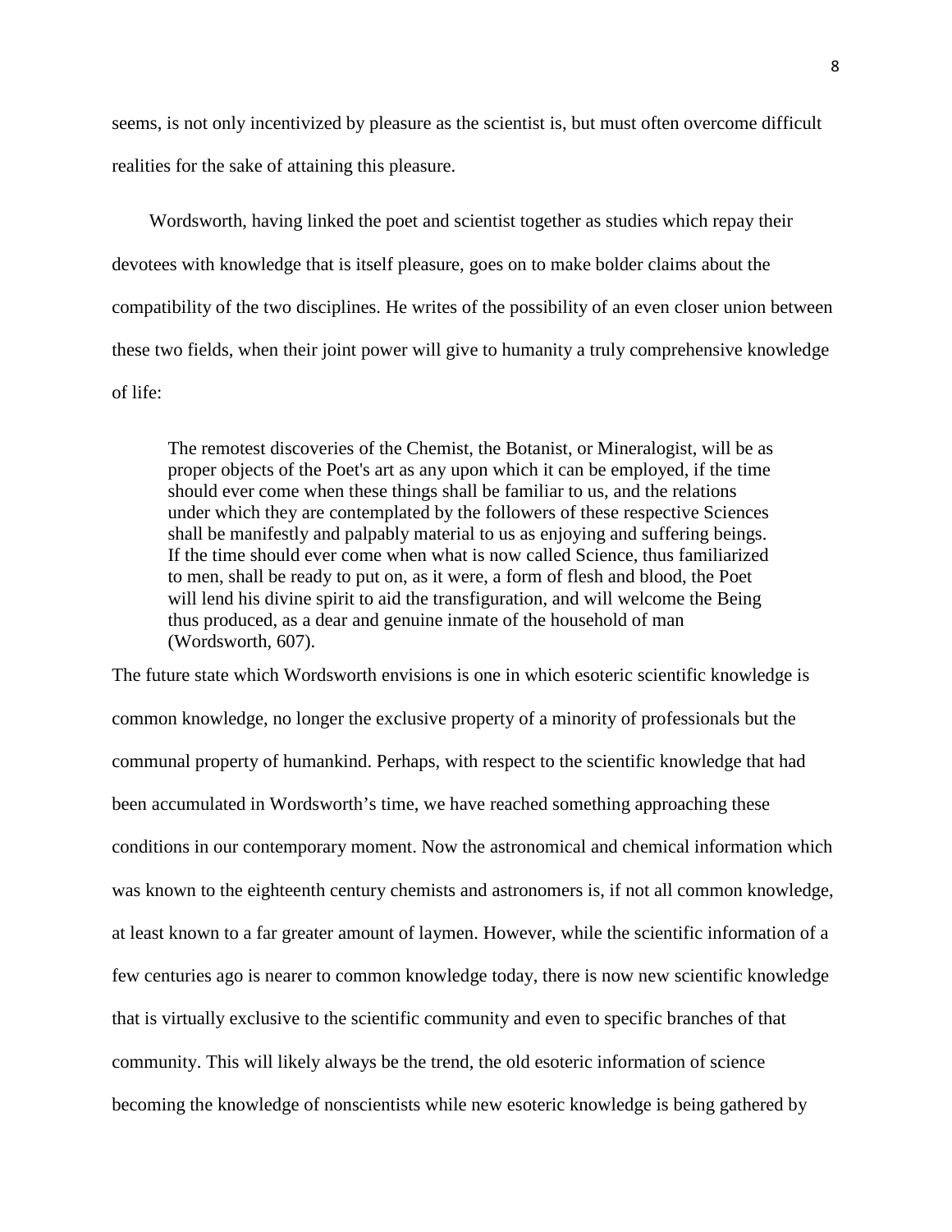seems, is not only incentivized by pleasure as the scientist is, but must often overcome difficult realities for the sake of attaining this pleasure.

Wordsworth, having linked the poet and scientist together as studies which repay their devotees with knowledge that is itself pleasure, goes on to make bolder claims about the compatibility of the two disciplines. He writes of the possibility of an even closer union between these two fields, when their joint power will give to humanity a truly comprehensive knowledge of life:

> The remotest discoveries of the Chemist, the Botanist, or Mineralogist, will be as proper objects of the Poet's art as any upon which it can be employed, if the time should ever come when these things shall be familiar to us, and the relations under which they are contemplated by the followers of these respective Sciences shall be manifestly and palpably material to us as enjoying and suffering beings. If the time should ever come when what is now called Science, thus familiarized to men, shall be ready to put on, as it were, a form of flesh and blood, the Poet will lend his divine spirit to aid the transfiguration, and will welcome the Being thus produced, as a dear and genuine inmate of the household of man (Wordsworth, 607).

The future state which Wordsworth envisions is one in which esoteric scientific knowledge is common knowledge, no longer the exclusive property of a minority of professionals but the communal property of humankind. Perhaps, with respect to the scientific knowledge that had been accumulated in Wordsworth's time, we have reached something approaching these conditions in our contemporary moment. Now the astronomical and chemical information which was known to the eighteenth century chemists and astronomers is, if not all common knowledge, at least known to a far greater amount of laymen. However, while the scientific information of a few centuries ago is nearer to common knowledge today, there is now new scientific knowledge that is virtually exclusive to the scientific community and even to specific branches of that community. This will likely always be the trend, the old esoteric information of science becoming the knowledge of nonscientists while new esoteric knowledge is being gathered by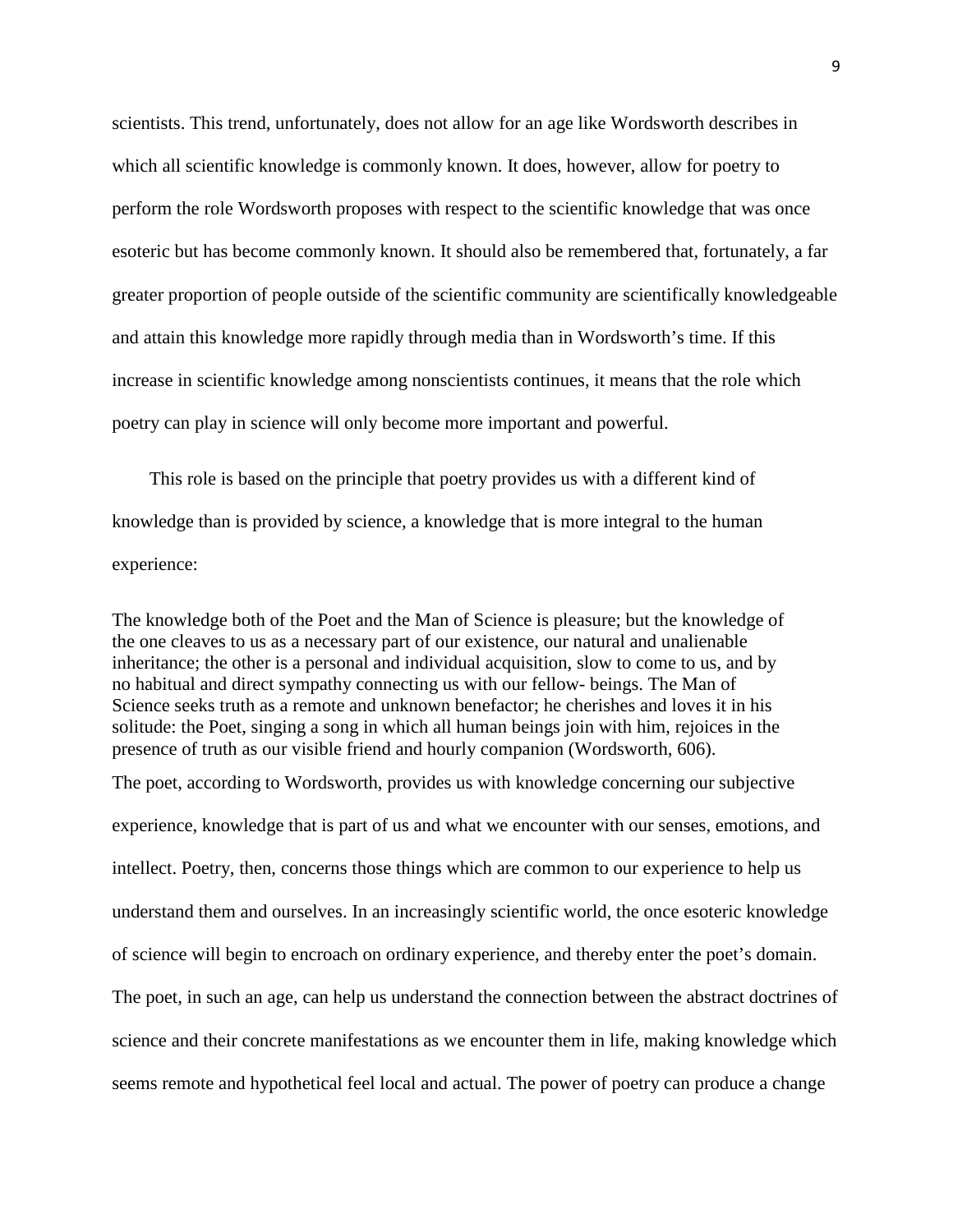scientists. This trend, unfortunately, does not allow for an age like Wordsworth describes in which all scientific knowledge is commonly known. It does, however, allow for poetry to perform the role Wordsworth proposes with respect to the scientific knowledge that was once esoteric but has become commonly known. It should also be remembered that, fortunately, a far greater proportion of people outside of the scientific community are scientifically knowledgeable and attain this knowledge more rapidly through media than in Wordsworth's time. If this increase in scientific knowledge among nonscientists continues, it means that the role which poetry can play in science will only become more important and powerful.

This role is based on the principle that poetry provides us with a different kind of knowledge than is provided by science, a knowledge that is more integral to the human experience:

> The knowledge both of the Poet and the Man of Science is pleasure; but the knowledge of the one cleaves to us as a necessary part of our existence, our natural and unalienable inheritance; the other is a personal and individual acquisition, slow to come to us, and by no habitual and direct sympathy connecting us with our fellow- beings. The Man of Science seeks truth as a remote and unknown benefactor; he cherishes and loves it in his solitude: the Poet, singing a song in which all human beings join with him, rejoices in the presence of truth as our visible friend and hourly companion (Wordsworth, 606).

The poet, according to Wordsworth, provides us with knowledge concerning our subjective experience, knowledge that is part of us and what we encounter with our senses, emotions, and intellect. Poetry, then, concerns those things which are common to our experience to help us understand them and ourselves. In an increasingly scientific world, the once esoteric knowledge of science will begin to encroach on ordinary experience, and thereby enter the poet's domain. The poet, in such an age, can help us understand the connection between the abstract doctrines of science and their concrete manifestations as we encounter them in life, making knowledge which seems remote and hypothetical feel local and actual. The power of poetry can produce a change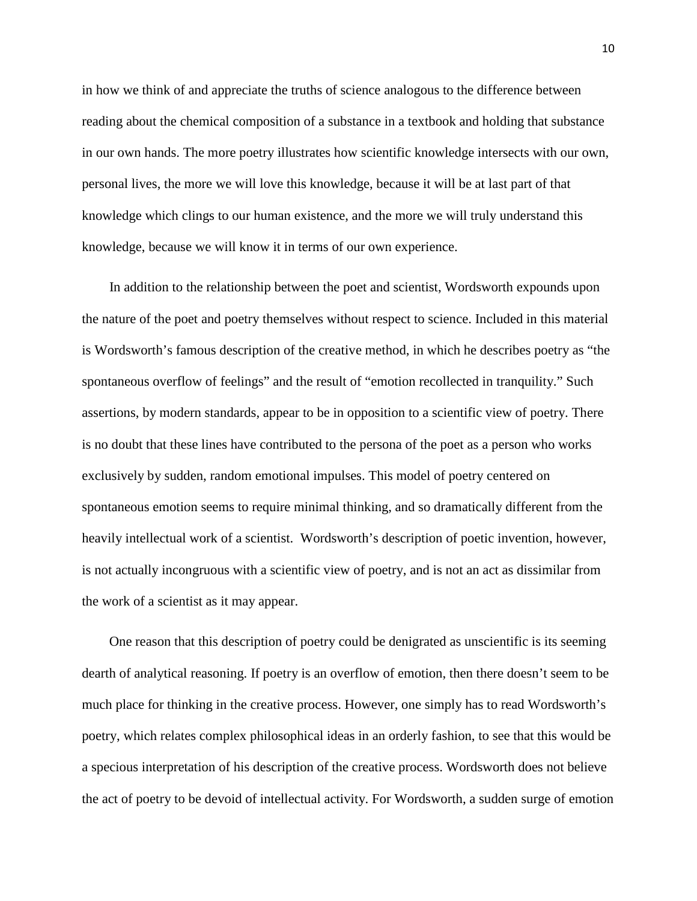in how we think of and appreciate the truths of science analogous to the difference between reading about the chemical composition of a substance in a textbook and holding that substance in our own hands. The more poetry illustrates how scientific knowledge intersects with our own, personal lives, the more we will love this knowledge, because it will be at last part of that knowledge which clings to our human existence, and the more we will truly understand this knowledge, because we will know it in terms of our own experience.

In addition to the relationship between the poet and scientist, Wordsworth expounds upon the nature of the poet and poetry themselves without respect to science. Included in this material is Wordsworth's famous description of the creative method, in which he describes poetry as "the spontaneous overflow of feelings" and the result of "emotion recollected in tranquility." Such assertions, by modern standards, appear to be in opposition to a scientific view of poetry. There is no doubt that these lines have contributed to the persona of the poet as a person who works exclusively by sudden, random emotional impulses. This model of poetry centered on spontaneous emotion seems to require minimal thinking, and so dramatically different from the heavily intellectual work of a scientist. Wordsworth's description of poetic invention, however, is not actually incongruous with a scientific view of poetry, and is not an act as dissimilar from the work of a scientist as it may appear.

One reason that this description of poetry could be denigrated as unscientific is its seeming dearth of analytical reasoning. If poetry is an overflow of emotion, then there doesn't seem to be much place for thinking in the creative process. However, one simply has to read Wordsworth's poetry, which relates complex philosophical ideas in an orderly fashion, to see that this would be a specious interpretation of his description of the creative process. Wordsworth does not believe the act of poetry to be devoid of intellectual activity. For Wordsworth, a sudden surge of emotion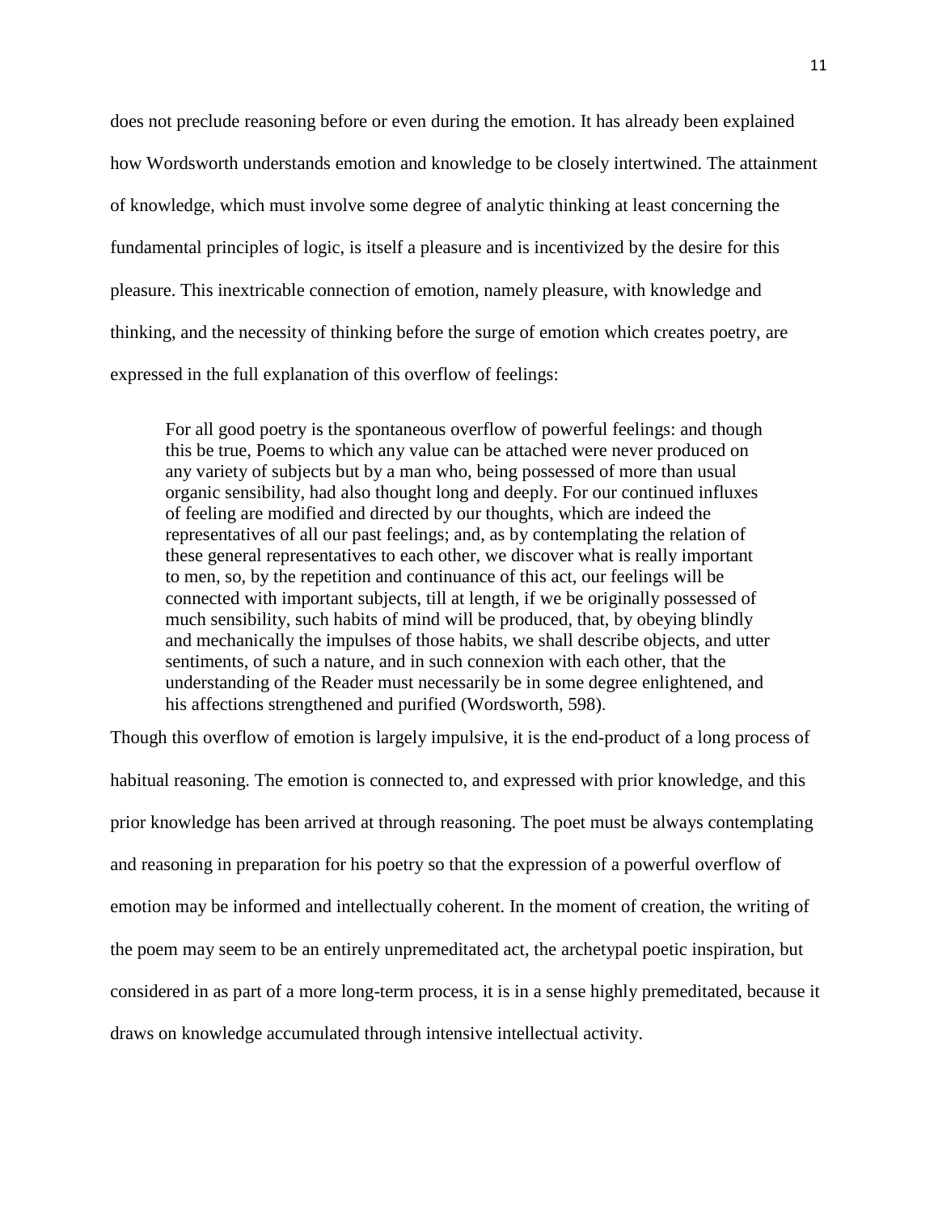does not preclude reasoning before or even during the emotion. It has already been explained how Wordsworth understands emotion and knowledge to be closely intertwined. The attainment of knowledge, which must involve some degree of analytic thinking at least concerning the fundamental principles of logic, is itself a pleasure and is incentivized by the desire for this pleasure. This inextricable connection of emotion, namely pleasure, with knowledge and thinking, and the necessity of thinking before the surge of emotion which creates poetry, are expressed in the full explanation of this overflow of feelings:

> For all good poetry is the spontaneous overflow of powerful feelings: and though this be true, Poems to which any value can be attached were never produced on any variety of subjects but by a man who, being possessed of more than usual organic sensibility, had also thought long and deeply. For our continued influxes of feeling are modified and directed by our thoughts, which are indeed the representatives of all our past feelings; and, as by contemplating the relation of these general representatives to each other, we discover what is really important to men, so, by the repetition and continuance of this act, our feelings will be connected with important subjects, till at length, if we be originally possessed of much sensibility, such habits of mind will be produced, that, by obeying blindly and mechanically the impulses of those habits, we shall describe objects, and utter sentiments, of such a nature, and in such connexion with each other, that the understanding of the Reader must necessarily be in some degree enlightened, and his affections strengthened and purified (Wordsworth, 598).

Though this overflow of emotion is largely impulsive, it is the end-product of a long process of habitual reasoning. The emotion is connected to, and expressed with prior knowledge, and this prior knowledge has been arrived at through reasoning. The poet must be always contemplating and reasoning in preparation for his poetry so that the expression of a powerful overflow of emotion may be informed and intellectually coherent. In the moment of creation, the writing of the poem may seem to be an entirely unpremeditated act, the archetypal poetic inspiration, but considered in as part of a more long-term process, it is in a sense highly premeditated, because it draws on knowledge accumulated through intensive intellectual activity.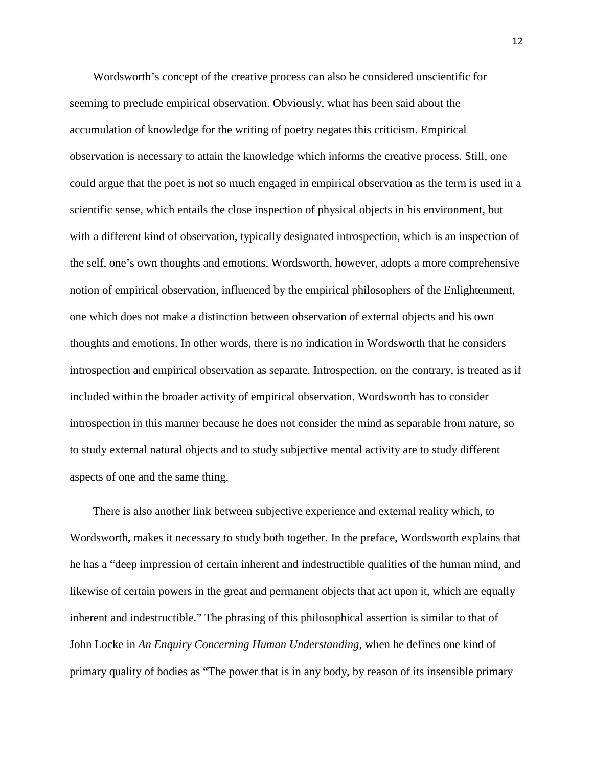Wordsworth's concept of the creative process can also be considered unscientific for seeming to preclude empirical observation. Obviously, what has been said about the accumulation of knowledge for the writing of poetry negates this criticism. Empirical observation is necessary to attain the knowledge which informs the creative process. Still, one could argue that the poet is not so much engaged in empirical observation as the term is used in a scientific sense, which entails the close inspection of physical objects in his environment, but with a different kind of observation, typically designated introspection, which is an inspection of the self, one's own thoughts and emotions. Wordsworth, however, adopts a more comprehensive notion of empirical observation, influenced by the empirical philosophers of the Enlightenment, one which does not make a distinction between observation of external objects and his own thoughts and emotions. In other words, there is no indication in Wordsworth that he considers introspection and empirical observation as separate. Introspection, on the contrary, is treated as if included within the broader activity of empirical observation. Wordsworth has to consider introspection in this manner because he does not consider the mind as separable from nature, so to study external natural objects and to study subjective mental activity are to study different aspects of one and the same thing.

There is also another link between subjective experience and external reality which, to Wordsworth, makes it necessary to study both together. In the preface, Wordsworth explains that he has a "deep impression of certain inherent and indestructible qualities of the human mind, and likewise of certain powers in the great and permanent objects that act upon it, which are equally inherent and indestructible." The phrasing of this philosophical assertion is similar to that of John Locke in *An Enquiry Concerning Human Understanding*, when he defines one kind of primary quality of bodies as "The power that is in any body, by reason of its insensible primary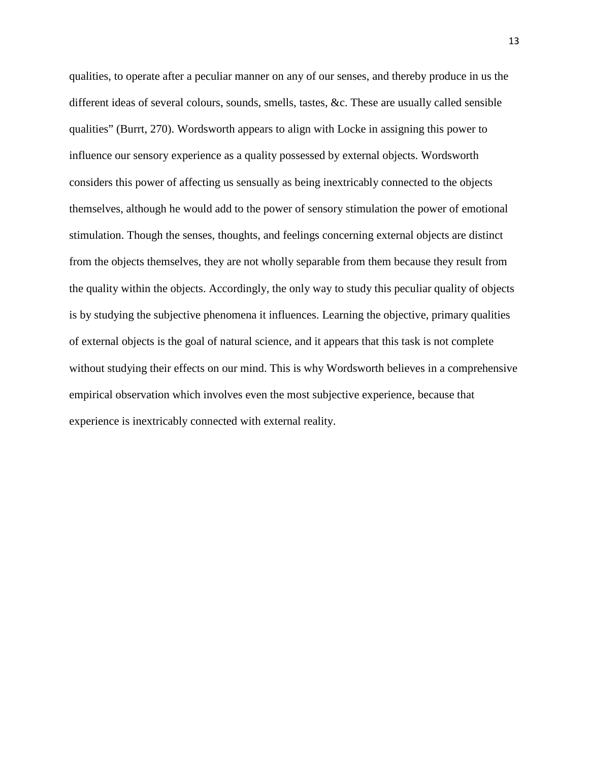qualities, to operate after a peculiar manner on any of our senses, and thereby produce in us the different ideas of several colours, sounds, smells, tastes, &c. These are usually called sensible qualities" (Burrt, 270). Wordsworth appears to align with Locke in assigning this power to influence our sensory experience as a quality possessed by external objects. Wordsworth considers this power of affecting us sensually as being inextricably connected to the objects themselves, although he would add to the power of sensory stimulation the power of emotional stimulation. Though the senses, thoughts, and feelings concerning external objects are distinct from the objects themselves, they are not wholly separable from them because they result from the quality within the objects. Accordingly, the only way to study this peculiar quality of objects is by studying the subjective phenomena it influences. Learning the objective, primary qualities of external objects is the goal of natural science, and it appears that this task is not complete without studying their effects on our mind. This is why Wordsworth believes in a comprehensive empirical observation which involves even the most subjective experience, because that experience is inextricably connected with external reality.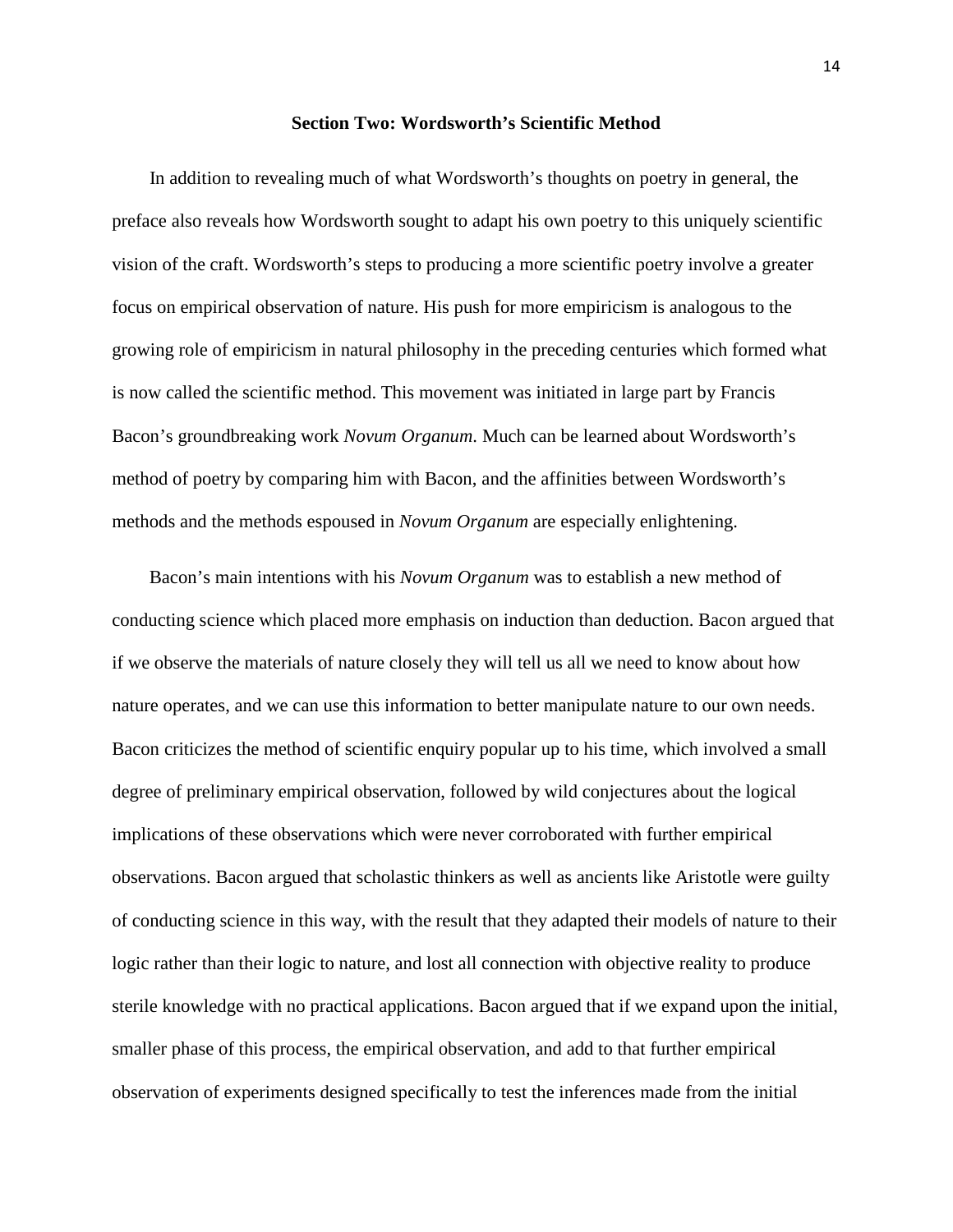## Section Two: Wordsworth's Scientific Method

In addition to revealing much of what Wordsworth's thoughts on poetry in general, the preface also reveals how Wordsworth sought to adapt his own poetry to this uniquely scientific vision of the craft. Wordsworth's steps to producing a more scientific poetry involve a greater focus on empirical observation of nature. His push for more empiricism is analogous to the growing role of empiricism in natural philosophy in the preceding centuries which formed what is now called the scientific method. This movement was initiated in large part by Francis Bacon's groundbreaking work *Novum Organum*. Much can be learned about Wordsworth's method of poetry by comparing him with Bacon, and the affinities between Wordsworth's methods and the methods espoused in *Novum Organum* are especially enlightening.

Bacon's main intentions with his *Novum Organum* was to establish a new method of conducting science which placed more emphasis on induction than deduction. Bacon argued that if we observe the materials of nature closely they will tell us all we need to know about how nature operates, and we can use this information to better manipulate nature to our own needs. Bacon criticizes the method of scientific enquiry popular up to his time, which involved a small degree of preliminary empirical observation, followed by wild conjectures about the logical implications of these observations which were never corroborated with further empirical observations. Bacon argued that scholastic thinkers as well as ancients like Aristotle were guilty of conducting science in this way, with the result that they adapted their models of nature to their logic rather than their logic to nature, and lost all connection with objective reality to produce sterile knowledge with no practical applications. Bacon argued that if we expand upon the initial, smaller phase of this process, the empirical observation, and add to that further empirical observation of experiments designed specifically to test the inferences made from the initial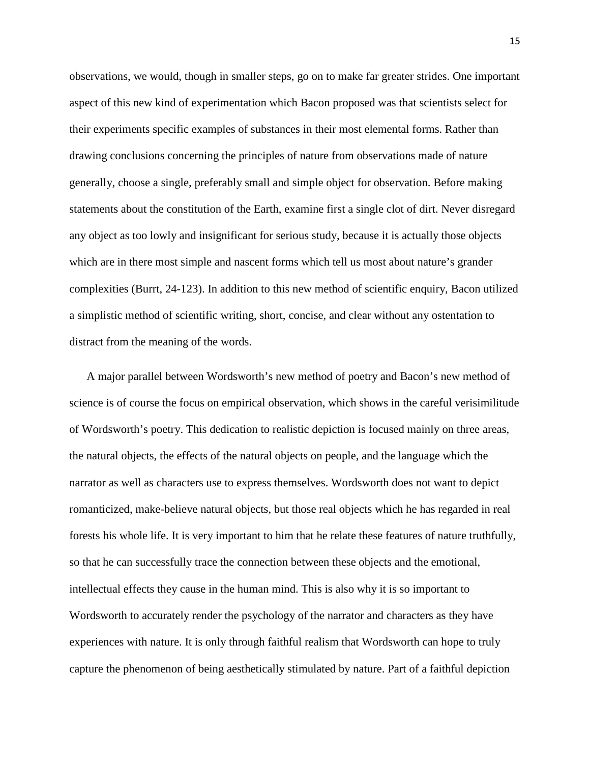observations, we would, though in smaller steps, go on to make far greater strides. One important aspect of this new kind of experimentation which Bacon proposed was that scientists select for their experiments specific examples of substances in their most elemental forms. Rather than drawing conclusions concerning the principles of nature from observations made of nature generally, choose a single, preferably small and simple object for observation. Before making statements about the constitution of the Earth, examine first a single clot of dirt. Never disregard any object as too lowly and insignificant for serious study, because it is actually those objects which are in there most simple and nascent forms which tell us most about nature's grander complexities (Burrt, 24-123). In addition to this new method of scientific enquiry, Bacon utilized a simplistic method of scientific writing, short, concise, and clear without any ostentation to distract from the meaning of the words.

A major parallel between Wordsworth's new method of poetry and Bacon's new method of science is of course the focus on empirical observation, which shows in the careful verisimilitude of Wordsworth's poetry. This dedication to realistic depiction is focused mainly on three areas, the natural objects, the effects of the natural objects on people, and the language which the narrator as well as characters use to express themselves. Wordsworth does not want to depict romanticized, make-believe natural objects, but those real objects which he has regarded in real forests his whole life. It is very important to him that he relate these features of nature truthfully, so that he can successfully trace the connection between these objects and the emotional, intellectual effects they cause in the human mind. This is also why it is so important to Wordsworth to accurately render the psychology of the narrator and characters as they have experiences with nature. It is only through faithful realism that Wordsworth can hope to truly capture the phenomenon of being aesthetically stimulated by nature. Part of a faithful depiction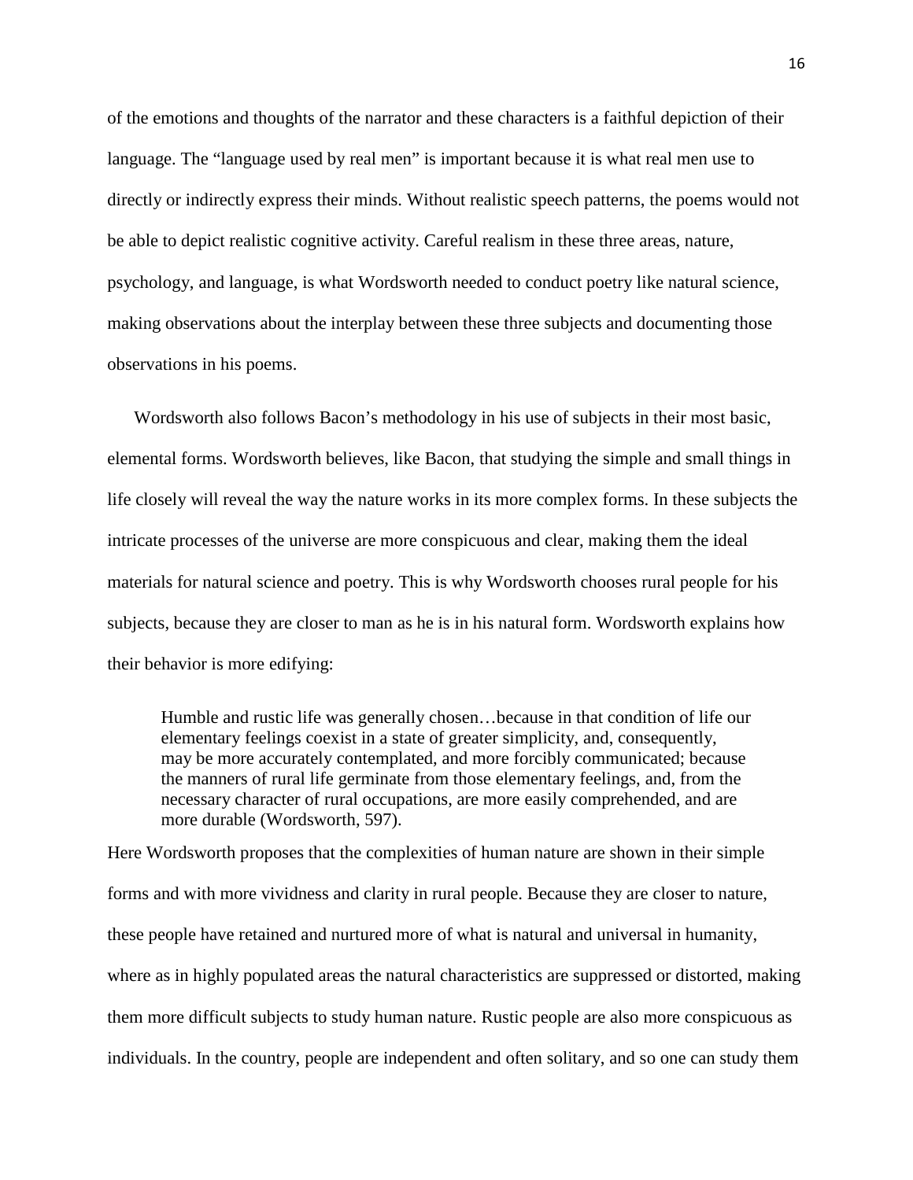of the emotions and thoughts of the narrator and these characters is a faithful depiction of their language. The "language used by real men" is important because it is what real men use to directly or indirectly express their minds. Without realistic speech patterns, the poems would not be able to depict realistic cognitive activity. Careful realism in these three areas, nature, psychology, and language, is what Wordsworth needed to conduct poetry like natural science, making observations about the interplay between these three subjects and documenting those observations in his poems.

Wordsworth also follows Bacon's methodology in his use of subjects in their most basic, elemental forms. Wordsworth believes, like Bacon, that studying the simple and small things in life closely will reveal the way the nature works in its more complex forms. In these subjects the intricate processes of the universe are more conspicuous and clear, making them the ideal materials for natural science and poetry. This is why Wordsworth chooses rural people for his subjects, because they are closer to man as he is in his natural form. Wordsworth explains how their behavior is more edifying:

> Humble and rustic life was generally chosen…because in that condition of life our elementary feelings coexist in a state of greater simplicity, and, consequently, may be more accurately contemplated, and more forcibly communicated; because the manners of rural life germinate from those elementary feelings, and, from the necessary character of rural occupations, are more easily comprehended, and are more durable (Wordsworth, 597).

Here Wordsworth proposes that the complexities of human nature are shown in their simple forms and with more vividness and clarity in rural people. Because they are closer to nature, these people have retained and nurtured more of what is natural and universal in humanity, where as in highly populated areas the natural characteristics are suppressed or distorted, making them more difficult subjects to study human nature. Rustic people are also more conspicuous as individuals. In the country, people are independent and often solitary, and so one can study them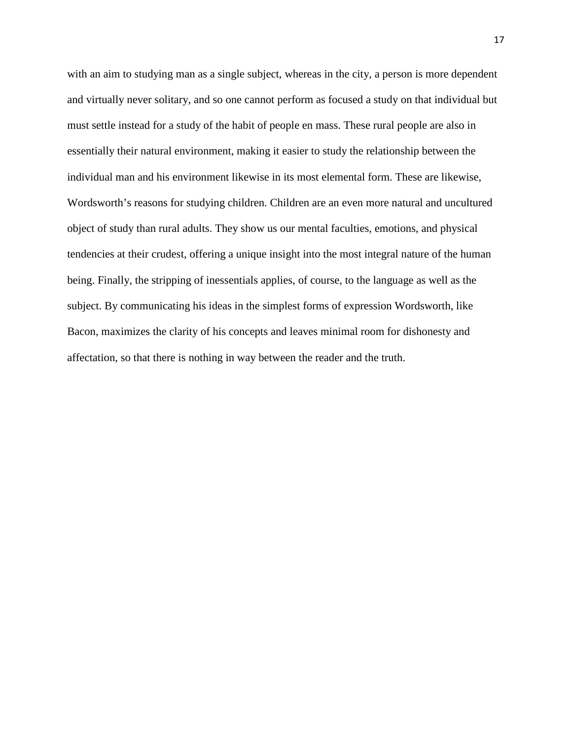with an aim to studying man as a single subject, whereas in the city, a person is more dependent and virtually never solitary, and so one cannot perform as focused a study on that individual but must settle instead for a study of the habit of people en mass. These rural people are also in essentially their natural environment, making it easier to study the relationship between the individual man and his environment likewise in its most elemental form. These are likewise, Wordsworth's reasons for studying children. Children are an even more natural and uncultured object of study than rural adults. They show us our mental faculties, emotions, and physical tendencies at their crudest, offering a unique insight into the most integral nature of the human being. Finally, the stripping of inessentials applies, of course, to the language as well as the subject. By communicating his ideas in the simplest forms of expression Wordsworth, like Bacon, maximizes the clarity of his concepts and leaves minimal room for dishonesty and affectation, so that there is nothing in way between the reader and the truth.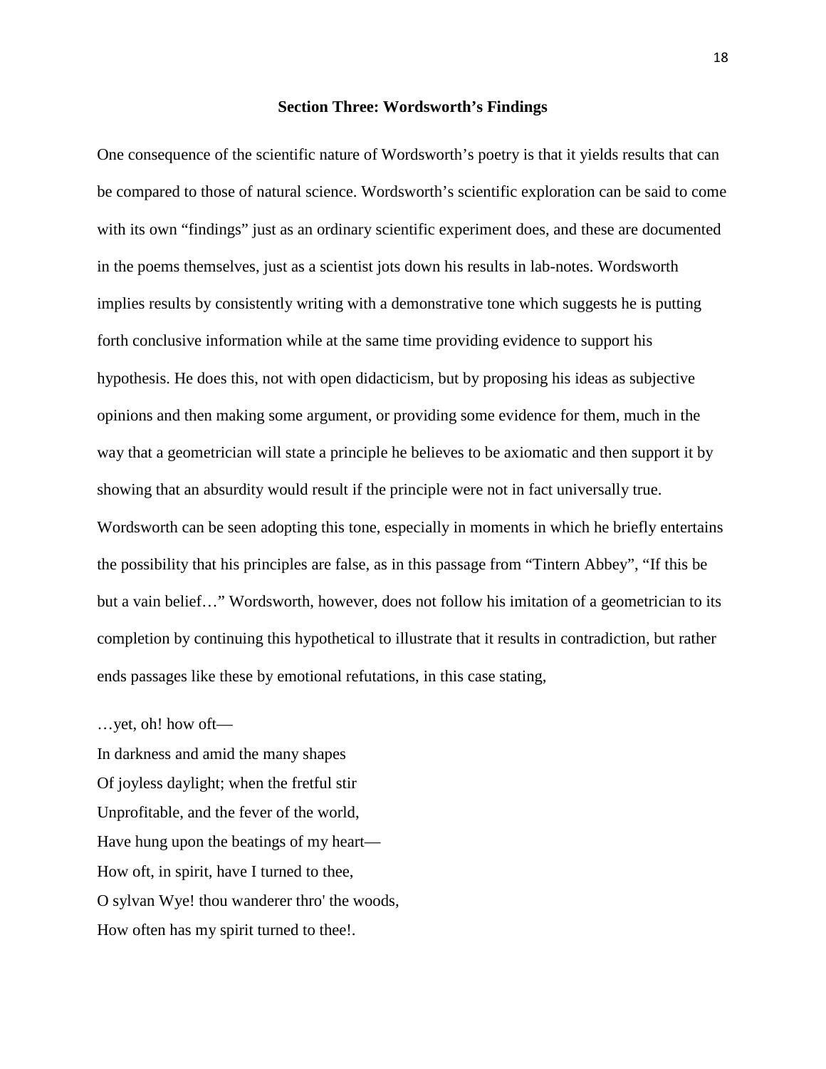### Section Three: Wordsworth's Findings

One consequence of the scientific nature of Wordsworth's poetry is that it yields results that can be compared to those of natural science. Wordsworth's scientific exploration can be said to come with its own "findings" just as an ordinary scientific experiment does, and these are documented in the poems themselves, just as a scientist jots down his results in lab-notes. Wordsworth implies results by consistently writing with a demonstrative tone which suggests he is putting forth conclusive information while at the same time providing evidence to support his hypothesis. He does this, not with open didacticism, but by proposing his ideas as subjective opinions and then making some argument, or providing some evidence for them, much in the way that a geometrician will state a principle he believes to be axiomatic and then support it by showing that an absurdity would result if the principle were not in fact universally true. Wordsworth can be seen adopting this tone, especially in moments in which he briefly entertains the possibility that his principles are false, as in this passage from "Tintern Abbey", "If this be but a vain belief…" Wordsworth, however, does not follow his imitation of a geometrician to its completion by continuing this hypothetical to illustrate that it results in contradiction, but rather ends passages like these by emotional refutations, in this case stating,

…yet, oh! how oft—  
In darkness and amid the many shapes  
Of joyless daylight; when the fretful stir  
Unprofitable, and the fever of the world,  
Have hung upon the beatings of my heart—  
How oft, in spirit, have I turned to thee,  
O sylvan Wye! thou wanderer thro' the woods,  
How often has my spirit turned to thee!.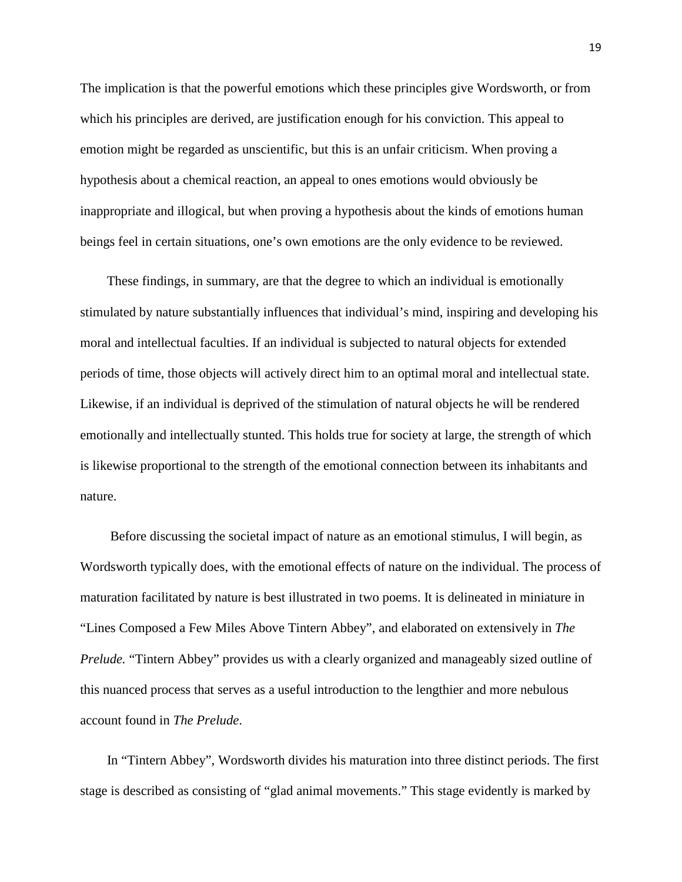The implication is that the powerful emotions which these principles give Wordsworth, or from which his principles are derived, are justification enough for his conviction. This appeal to emotion might be regarded as unscientific, but this is an unfair criticism. When proving a hypothesis about a chemical reaction, an appeal to ones emotions would obviously be inappropriate and illogical, but when proving a hypothesis about the kinds of emotions human beings feel in certain situations, one's own emotions are the only evidence to be reviewed.

These findings, in summary, are that the degree to which an individual is emotionally stimulated by nature substantially influences that individual's mind, inspiring and developing his moral and intellectual faculties. If an individual is subjected to natural objects for extended periods of time, those objects will actively direct him to an optimal moral and intellectual state. Likewise, if an individual is deprived of the stimulation of natural objects he will be rendered emotionally and intellectually stunted. This holds true for society at large, the strength of which is likewise proportional to the strength of the emotional connection between its inhabitants and nature.

Before discussing the societal impact of nature as an emotional stimulus, I will begin, as Wordsworth typically does, with the emotional effects of nature on the individual. The process of maturation facilitated by nature is best illustrated in two poems. It is delineated in miniature in "Lines Composed a Few Miles Above Tintern Abbey", and elaborated on extensively in *The Prelude.* "Tintern Abbey" provides us with a clearly organized and manageably sized outline of this nuanced process that serves as a useful introduction to the lengthier and more nebulous account found in *The Prelude*.

In "Tintern Abbey", Wordsworth divides his maturation into three distinct periods. The first stage is described as consisting of "glad animal movements." This stage evidently is marked by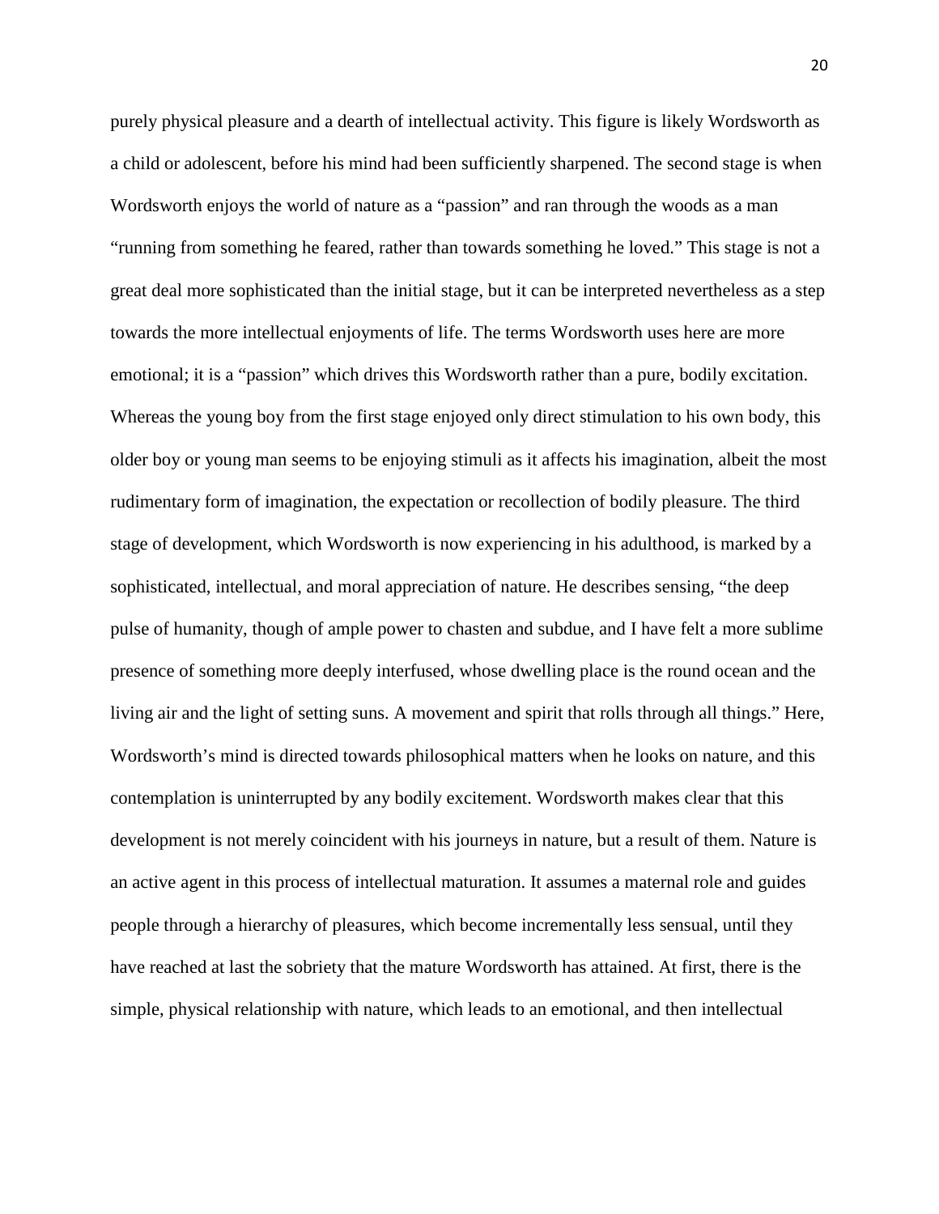purely physical pleasure and a dearth of intellectual activity. This figure is likely Wordsworth as a child or adolescent, before his mind had been sufficiently sharpened. The second stage is when Wordsworth enjoys the world of nature as a "passion" and ran through the woods as a man "running from something he feared, rather than towards something he loved." This stage is not a great deal more sophisticated than the initial stage, but it can be interpreted nevertheless as a step towards the more intellectual enjoyments of life. The terms Wordsworth uses here are more emotional; it is a "passion" which drives this Wordsworth rather than a pure, bodily excitation. Whereas the young boy from the first stage enjoyed only direct stimulation to his own body, this older boy or young man seems to be enjoying stimuli as it affects his imagination, albeit the most rudimentary form of imagination, the expectation or recollection of bodily pleasure. The third stage of development, which Wordsworth is now experiencing in his adulthood, is marked by a sophisticated, intellectual, and moral appreciation of nature. He describes sensing, "the deep pulse of humanity, though of ample power to chasten and subdue, and I have felt a more sublime presence of something more deeply interfused, whose dwelling place is the round ocean and the living air and the light of setting suns. A movement and spirit that rolls through all things." Here, Wordsworth's mind is directed towards philosophical matters when he looks on nature, and this contemplation is uninterrupted by any bodily excitement. Wordsworth makes clear that this development is not merely coincident with his journeys in nature, but a result of them. Nature is an active agent in this process of intellectual maturation. It assumes a maternal role and guides people through a hierarchy of pleasures, which become incrementally less sensual, until they have reached at last the sobriety that the mature Wordsworth has attained. At first, there is the simple, physical relationship with nature, which leads to an emotional, and then intellectual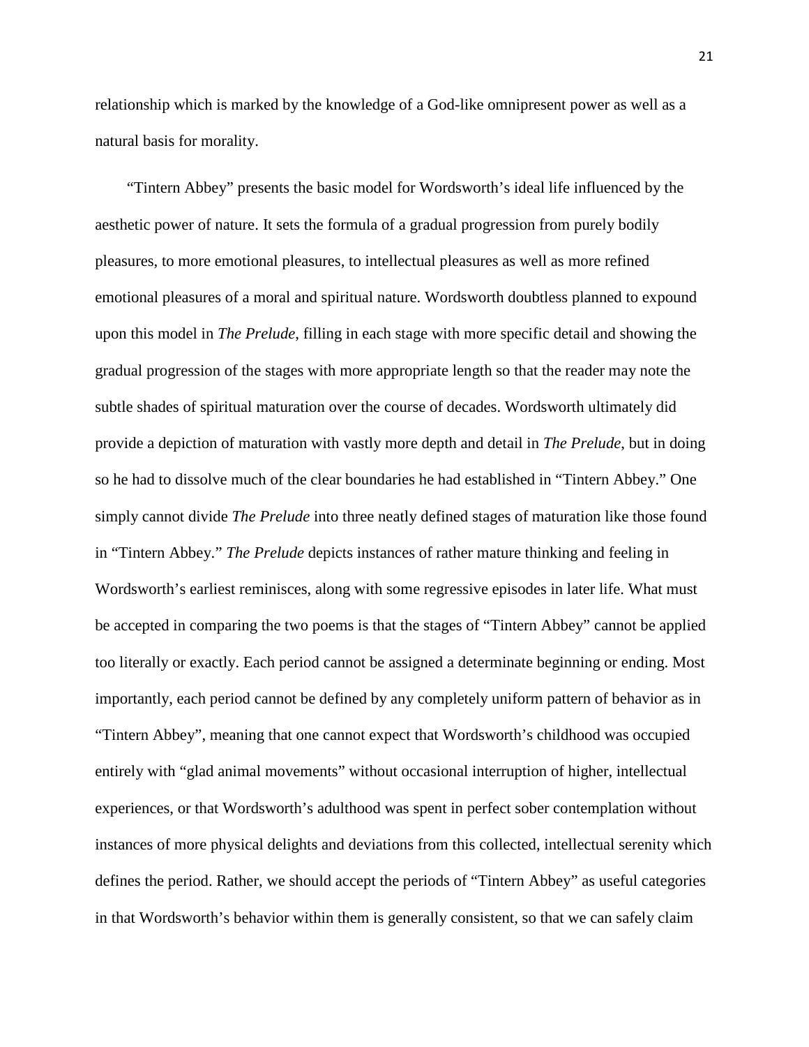relationship which is marked by the knowledge of a God-like omnipresent power as well as a natural basis for morality.

"Tintern Abbey" presents the basic model for Wordsworth's ideal life influenced by the aesthetic power of nature. It sets the formula of a gradual progression from purely bodily pleasures, to more emotional pleasures, to intellectual pleasures as well as more refined emotional pleasures of a moral and spiritual nature. Wordsworth doubtless planned to expound upon this model in *The Prelude*, filling in each stage with more specific detail and showing the gradual progression of the stages with more appropriate length so that the reader may note the subtle shades of spiritual maturation over the course of decades. Wordsworth ultimately did provide a depiction of maturation with vastly more depth and detail in *The Prelude*, but in doing so he had to dissolve much of the clear boundaries he had established in "Tintern Abbey." One simply cannot divide *The Prelude* into three neatly defined stages of maturation like those found in "Tintern Abbey." *The Prelude* depicts instances of rather mature thinking and feeling in Wordsworth's earliest reminisces, along with some regressive episodes in later life. What must be accepted in comparing the two poems is that the stages of "Tintern Abbey" cannot be applied too literally or exactly. Each period cannot be assigned a determinate beginning or ending. Most importantly, each period cannot be defined by any completely uniform pattern of behavior as in "Tintern Abbey", meaning that one cannot expect that Wordsworth's childhood was occupied entirely with "glad animal movements" without occasional interruption of higher, intellectual experiences, or that Wordsworth's adulthood was spent in perfect sober contemplation without instances of more physical delights and deviations from this collected, intellectual serenity which defines the period. Rather, we should accept the periods of "Tintern Abbey" as useful categories in that Wordsworth's behavior within them is generally consistent, so that we can safely claim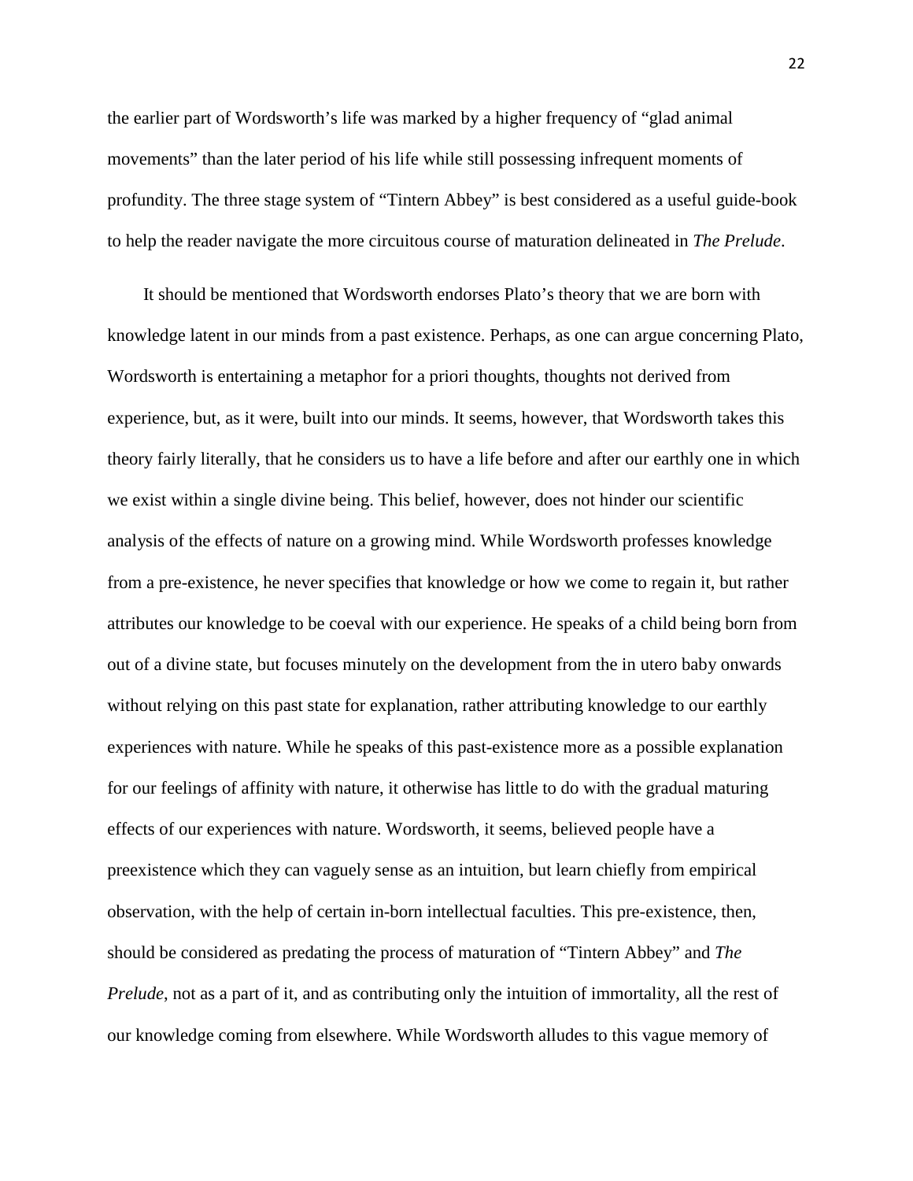the earlier part of Wordsworth's life was marked by a higher frequency of "glad animal movements" than the later period of his life while still possessing infrequent moments of profundity. The three stage system of "Tintern Abbey" is best considered as a useful guide-book to help the reader navigate the more circuitous course of maturation delineated in *The Prelude*.

It should be mentioned that Wordsworth endorses Plato's theory that we are born with knowledge latent in our minds from a past existence. Perhaps, as one can argue concerning Plato, Wordsworth is entertaining a metaphor for a priori thoughts, thoughts not derived from experience, but, as it were, built into our minds. It seems, however, that Wordsworth takes this theory fairly literally, that he considers us to have a life before and after our earthly one in which we exist within a single divine being. This belief, however, does not hinder our scientific analysis of the effects of nature on a growing mind. While Wordsworth professes knowledge from a pre-existence, he never specifies that knowledge or how we come to regain it, but rather attributes our knowledge to be coeval with our experience. He speaks of a child being born from out of a divine state, but focuses minutely on the development from the in utero baby onwards without relying on this past state for explanation, rather attributing knowledge to our earthly experiences with nature. While he speaks of this past-existence more as a possible explanation for our feelings of affinity with nature, it otherwise has little to do with the gradual maturing effects of our experiences with nature. Wordsworth, it seems, believed people have a preexistence which they can vaguely sense as an intuition, but learn chiefly from empirical observation, with the help of certain in-born intellectual faculties. This pre-existence, then, should be considered as predating the process of maturation of "Tintern Abbey" and *The Prelude*, not as a part of it, and as contributing only the intuition of immortality, all the rest of our knowledge coming from elsewhere. While Wordsworth alludes to this vague memory of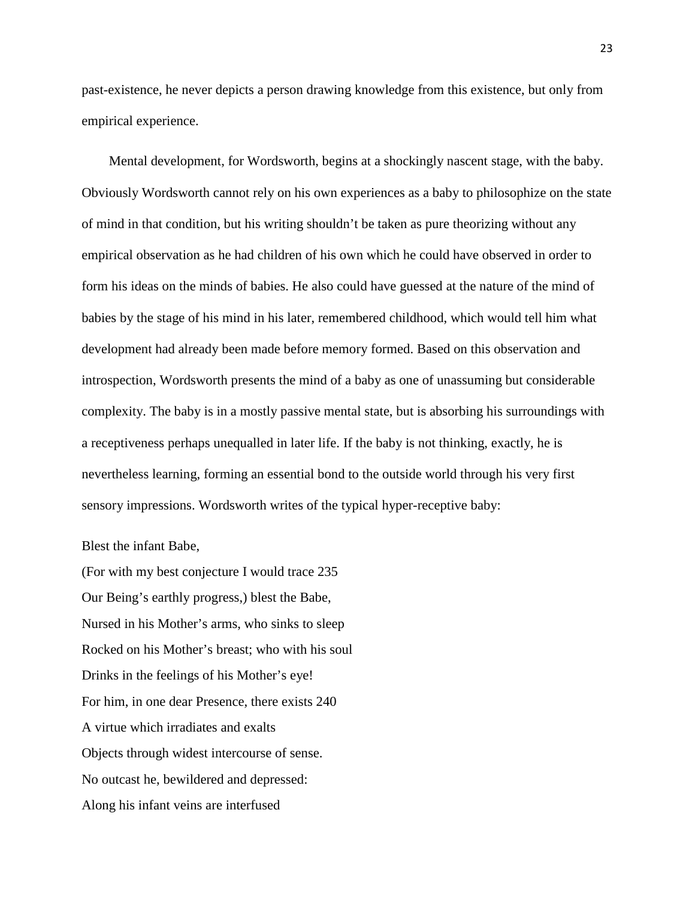past-existence, he never depicts a person drawing knowledge from this existence, but only from empirical experience.

Mental development, for Wordsworth, begins at a shockingly nascent stage, with the baby. Obviously Wordsworth cannot rely on his own experiences as a baby to philosophize on the state of mind in that condition, but his writing shouldn't be taken as pure theorizing without any empirical observation as he had children of his own which he could have observed in order to form his ideas on the minds of babies. He also could have guessed at the nature of the mind of babies by the stage of his mind in his later, remembered childhood, which would tell him what development had already been made before memory formed. Based on this observation and introspection, Wordsworth presents the mind of a baby as one of unassuming but considerable complexity. The baby is in a mostly passive mental state, but is absorbing his surroundings with a receptiveness perhaps unequalled in later life. If the baby is not thinking, exactly, he is nevertheless learning, forming an essential bond to the outside world through his very first sensory impressions. Wordsworth writes of the typical hyper-receptive baby:

Blest the infant Babe,  
(For with my best conjecture I would trace 235  
Our Being's earthly progress,) blest the Babe,  
Nursed in his Mother's arms, who sinks to sleep  
Rocked on his Mother's breast; who with his soul  
Drinks in the feelings of his Mother's eye!  
For him, in one dear Presence, there exists 240  
A virtue which irradiates and exalts  
Objects through widest intercourse of sense.  
No outcast he, bewildered and depressed:  
Along his infant veins are interfused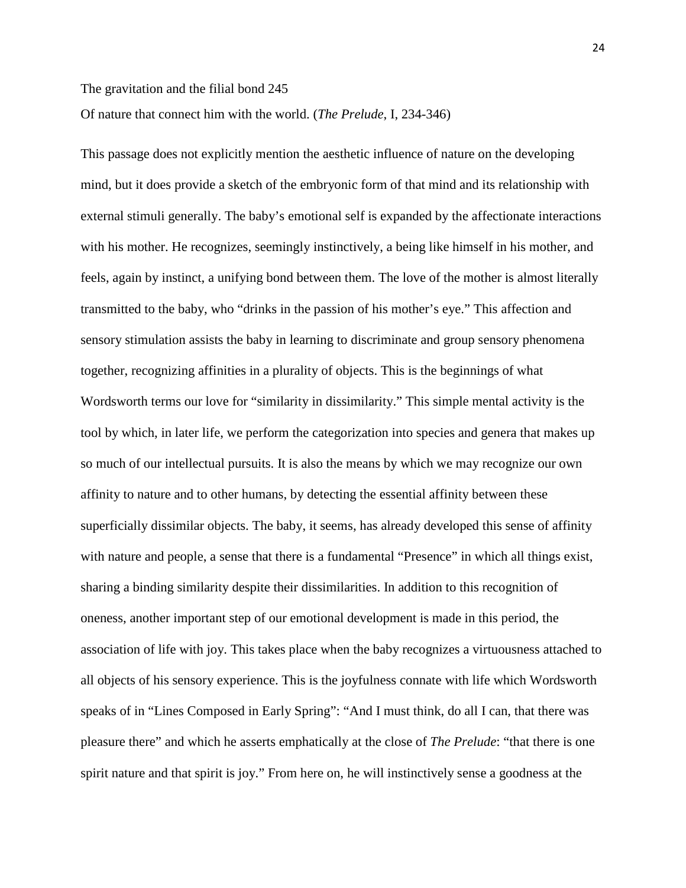The gravitation and the filial bond 245

Of nature that connect him with the world. (*The Prelude*, I, 234-346)

This passage does not explicitly mention the aesthetic influence of nature on the developing mind, but it does provide a sketch of the embryonic form of that mind and its relationship with external stimuli generally. The baby's emotional self is expanded by the affectionate interactions with his mother. He recognizes, seemingly instinctively, a being like himself in his mother, and feels, again by instinct, a unifying bond between them. The love of the mother is almost literally transmitted to the baby, who "drinks in the passion of his mother's eye." This affection and sensory stimulation assists the baby in learning to discriminate and group sensory phenomena together, recognizing affinities in a plurality of objects. This is the beginnings of what Wordsworth terms our love for "similarity in dissimilarity." This simple mental activity is the tool by which, in later life, we perform the categorization into species and genera that makes up so much of our intellectual pursuits. It is also the means by which we may recognize our own affinity to nature and to other humans, by detecting the essential affinity between these superficially dissimilar objects. The baby, it seems, has already developed this sense of affinity with nature and people, a sense that there is a fundamental "Presence" in which all things exist, sharing a binding similarity despite their dissimilarities. In addition to this recognition of oneness, another important step of our emotional development is made in this period, the association of life with joy. This takes place when the baby recognizes a virtuousness attached to all objects of his sensory experience. This is the joyfulness connate with life which Wordsworth speaks of in "Lines Composed in Early Spring": "And I must think, do all I can, that there was pleasure there" and which he asserts emphatically at the close of *The Prelude*: "that there is one spirit nature and that spirit is joy." From here on, he will instinctively sense a goodness at the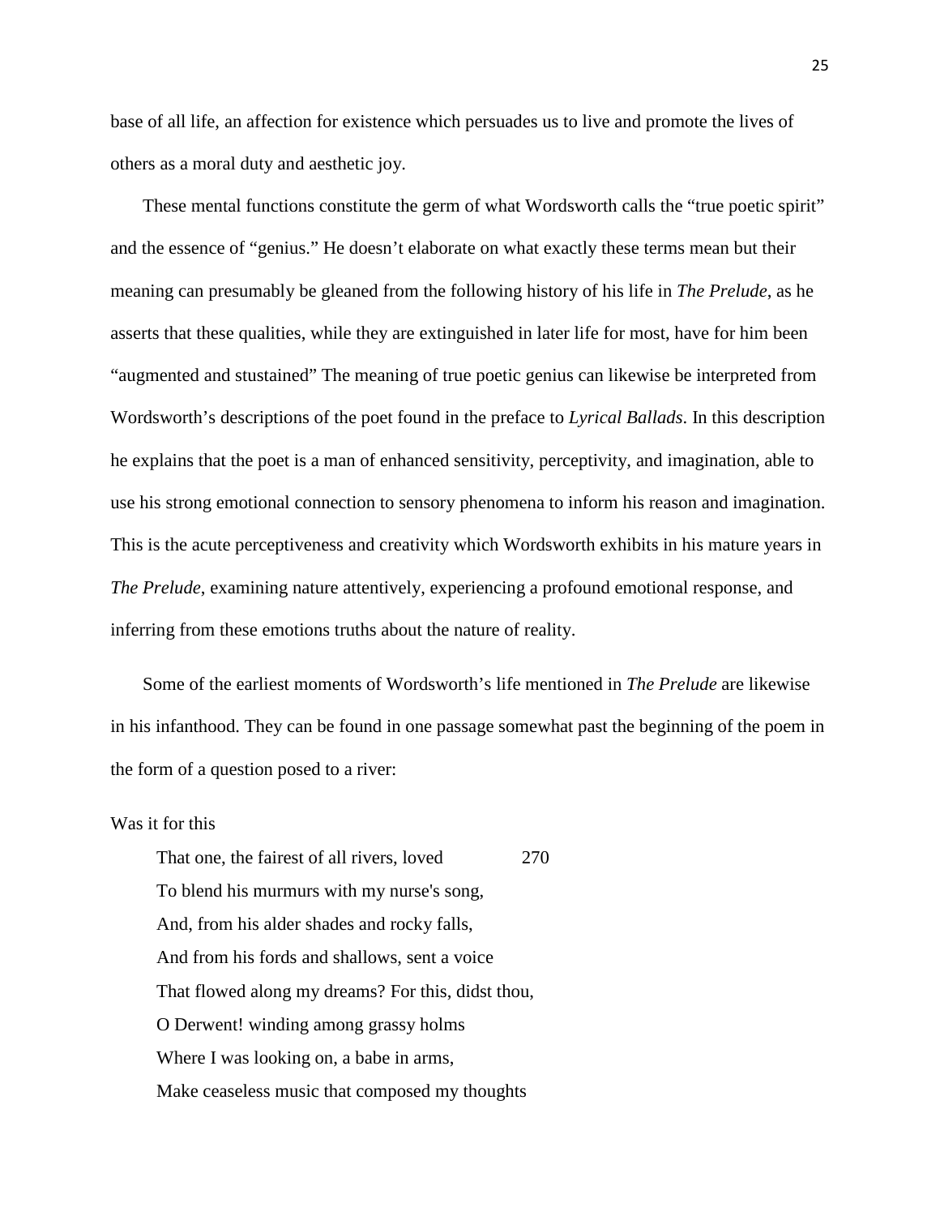base of all life, an affection for existence which persuades us to live and promote the lives of others as a moral duty and aesthetic joy.

These mental functions constitute the germ of what Wordsworth calls the "true poetic spirit" and the essence of "genius." He doesn't elaborate on what exactly these terms mean but their meaning can presumably be gleaned from the following history of his life in *The Prelude*, as he asserts that these qualities, while they are extinguished in later life for most, have for him been "augmented and stustained" The meaning of true poetic genius can likewise be interpreted from Wordsworth's descriptions of the poet found in the preface to *Lyrical Ballads*. In this description he explains that the poet is a man of enhanced sensitivity, perceptivity, and imagination, able to use his strong emotional connection to sensory phenomena to inform his reason and imagination. This is the acute perceptiveness and creativity which Wordsworth exhibits in his mature years in *The Prelude*, examining nature attentively, experiencing a profound emotional response, and inferring from these emotions truths about the nature of reality.

Some of the earliest moments of Wordsworth's life mentioned in *The Prelude* are likewise in his infanthood. They can be found in one passage somewhat past the beginning of the poem in the form of a question posed to a river:

Was it for this

> That one, the fairest of all rivers, loved 270
> To blend his murmurs with my nurse's song,
> And, from his alder shades and rocky falls,
> And from his fords and shallows, sent a voice
> That flowed along my dreams? For this, didst thou,
> O Derwent! winding among grassy holms
> Where I was looking on, a babe in arms,
> Make ceaseless music that composed my thoughts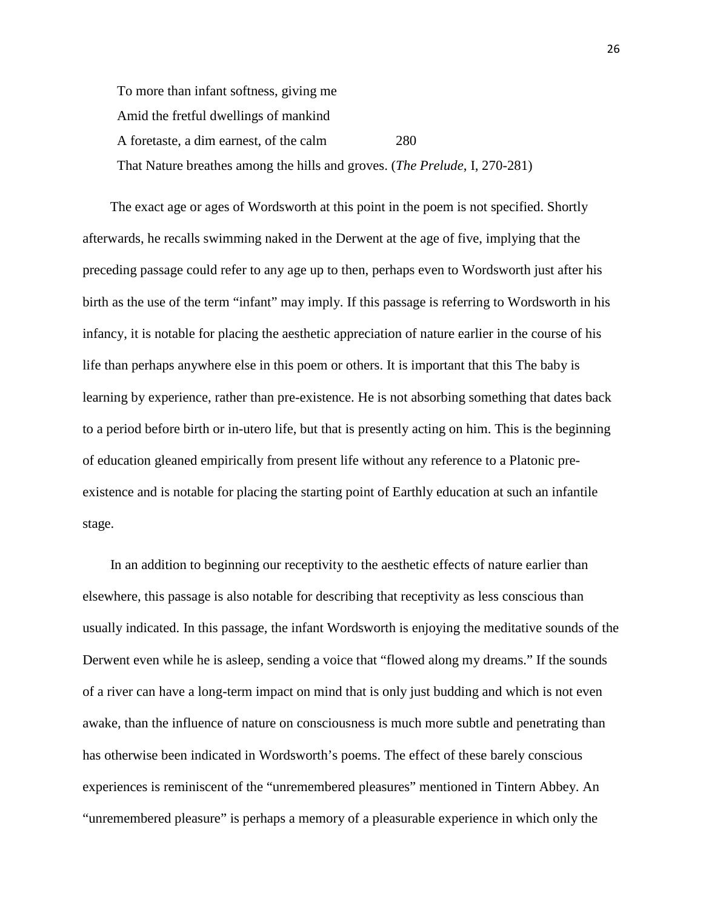> To more than infant softness, giving me
> Amid the fretful dwellings of mankind
> A foretaste, a dim earnest, of the calm 280
> That Nature breathes among the hills and groves. (*The Prelude*, I, 270-281)

The exact age or ages of Wordsworth at this point in the poem is not specified. Shortly afterwards, he recalls swimming naked in the Derwent at the age of five, implying that the preceding passage could refer to any age up to then, perhaps even to Wordsworth just after his birth as the use of the term "infant" may imply. If this passage is referring to Wordsworth in his infancy, it is notable for placing the aesthetic appreciation of nature earlier in the course of his life than perhaps anywhere else in this poem or others. It is important that this The baby is learning by experience, rather than pre-existence. He is not absorbing something that dates back to a period before birth or in-utero life, but that is presently acting on him. This is the beginning of education gleaned empirically from present life without any reference to a Platonic pre-existence and is notable for placing the starting point of Earthly education at such an infantile stage.

In an addition to beginning our receptivity to the aesthetic effects of nature earlier than elsewhere, this passage is also notable for describing that receptivity as less conscious than usually indicated. In this passage, the infant Wordsworth is enjoying the meditative sounds of the Derwent even while he is asleep, sending a voice that "flowed along my dreams." If the sounds of a river can have a long-term impact on mind that is only just budding and which is not even awake, than the influence of nature on consciousness is much more subtle and penetrating than has otherwise been indicated in Wordsworth's poems. The effect of these barely conscious experiences is reminiscent of the "unremembered pleasures" mentioned in Tintern Abbey. An "unremembered pleasure" is perhaps a memory of a pleasurable experience in which only the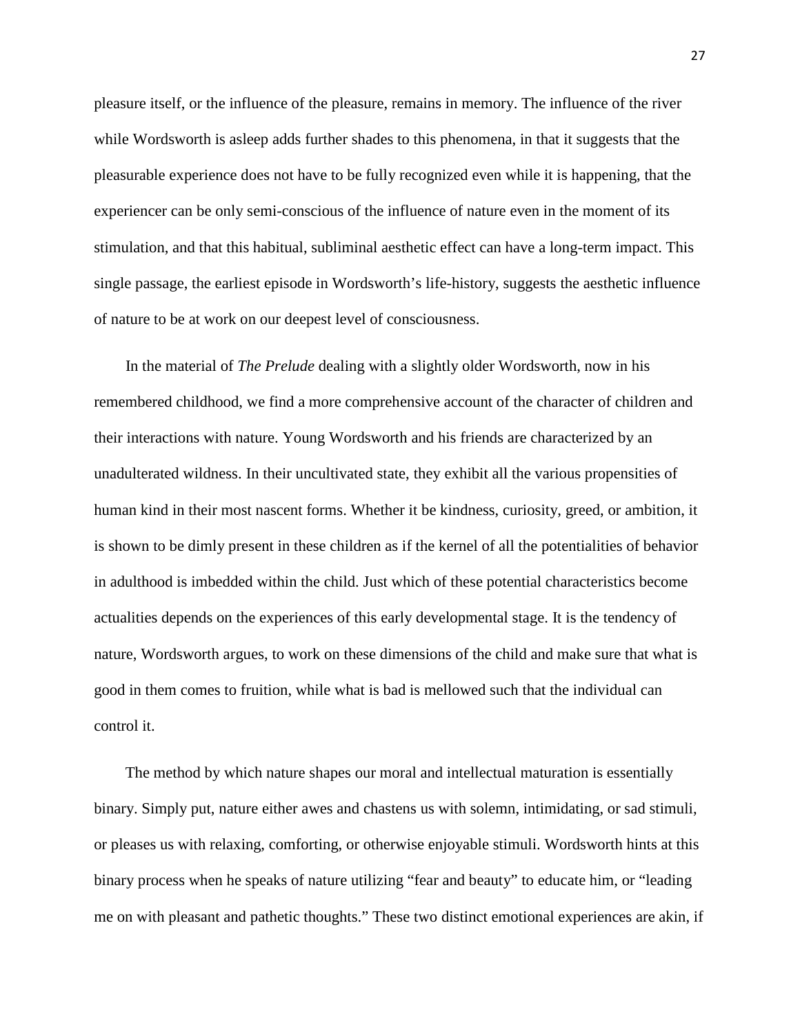pleasure itself, or the influence of the pleasure, remains in memory. The influence of the river while Wordsworth is asleep adds further shades to this phenomena, in that it suggests that the pleasurable experience does not have to be fully recognized even while it is happening, that the experiencer can be only semi-conscious of the influence of nature even in the moment of its stimulation, and that this habitual, subliminal aesthetic effect can have a long-term impact. This single passage, the earliest episode in Wordsworth's life-history, suggests the aesthetic influence of nature to be at work on our deepest level of consciousness.

In the material of *The Prelude* dealing with a slightly older Wordsworth, now in his remembered childhood, we find a more comprehensive account of the character of children and their interactions with nature. Young Wordsworth and his friends are characterized by an unadulterated wildness. In their uncultivated state, they exhibit all the various propensities of human kind in their most nascent forms. Whether it be kindness, curiosity, greed, or ambition, it is shown to be dimly present in these children as if the kernel of all the potentialities of behavior in adulthood is imbedded within the child. Just which of these potential characteristics become actualities depends on the experiences of this early developmental stage. It is the tendency of nature, Wordsworth argues, to work on these dimensions of the child and make sure that what is good in them comes to fruition, while what is bad is mellowed such that the individual can control it.

The method by which nature shapes our moral and intellectual maturation is essentially binary. Simply put, nature either awes and chastens us with solemn, intimidating, or sad stimuli, or pleases us with relaxing, comforting, or otherwise enjoyable stimuli. Wordsworth hints at this binary process when he speaks of nature utilizing "fear and beauty" to educate him, or "leading me on with pleasant and pathetic thoughts." These two distinct emotional experiences are akin, if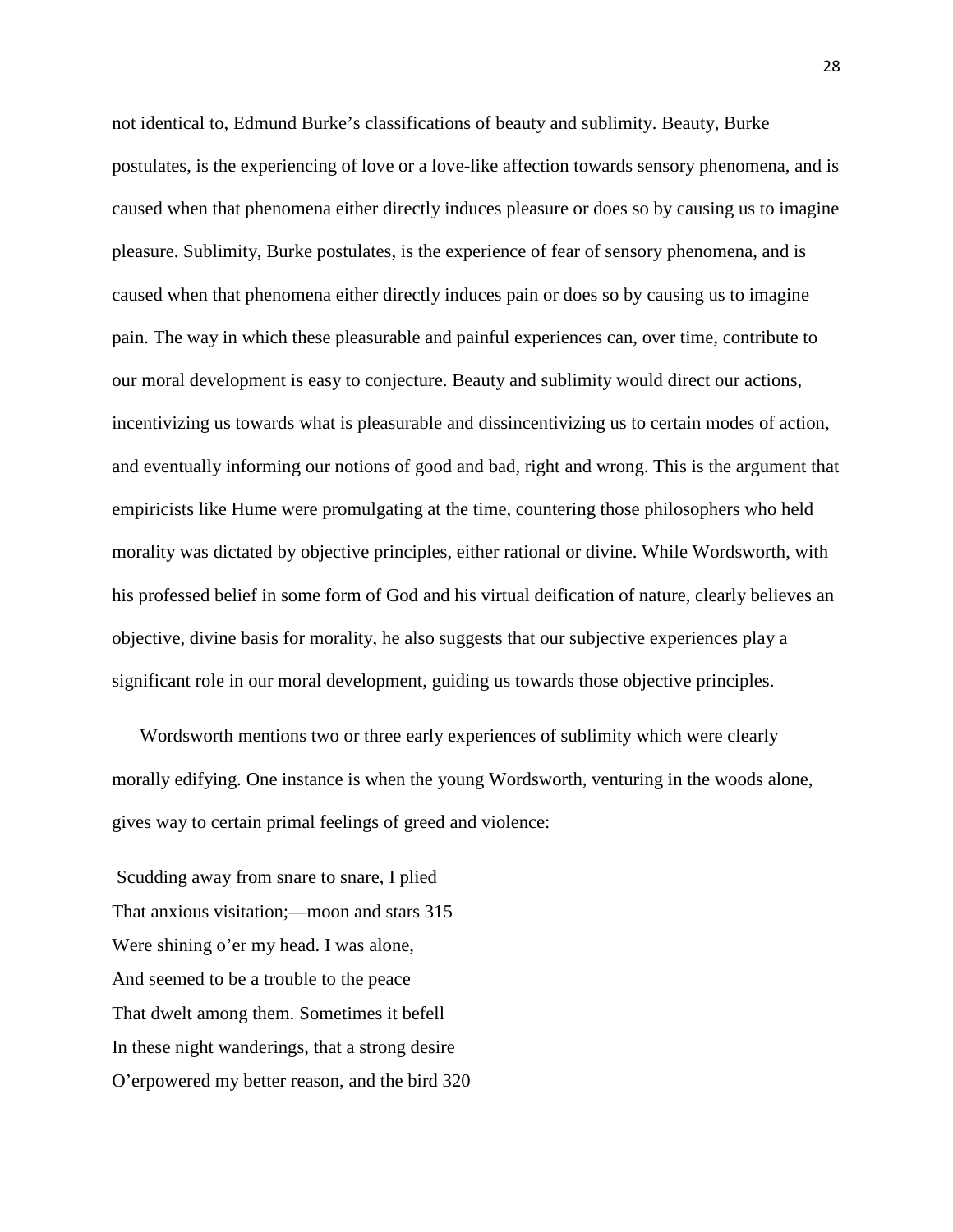not identical to, Edmund Burke's classifications of beauty and sublimity. Beauty, Burke postulates, is the experiencing of love or a love-like affection towards sensory phenomena, and is caused when that phenomena either directly induces pleasure or does so by causing us to imagine pleasure. Sublimity, Burke postulates, is the experience of fear of sensory phenomena, and is caused when that phenomena either directly induces pain or does so by causing us to imagine pain. The way in which these pleasurable and painful experiences can, over time, contribute to our moral development is easy to conjecture. Beauty and sublimity would direct our actions, incentivizing us towards what is pleasurable and dissincentivizing us to certain modes of action, and eventually informing our notions of good and bad, right and wrong. This is the argument that empiricists like Hume were promulgating at the time, countering those philosophers who held morality was dictated by objective principles, either rational or divine. While Wordsworth, with his professed belief in some form of God and his virtual deification of nature, clearly believes an objective, divine basis for morality, he also suggests that our subjective experiences play a significant role in our moral development, guiding us towards those objective principles.

Wordsworth mentions two or three early experiences of sublimity which were clearly morally edifying. One instance is when the young Wordsworth, venturing in the woods alone, gives way to certain primal feelings of greed and violence:

Scudding away from snare to snare, I plied  
That anxious visitation;—moon and stars 315  
Were shining o'er my head. I was alone,  
And seemed to be a trouble to the peace  
That dwelt among them. Sometimes it befell  
In these night wanderings, that a strong desire  
O'erpowered my better reason, and the bird 320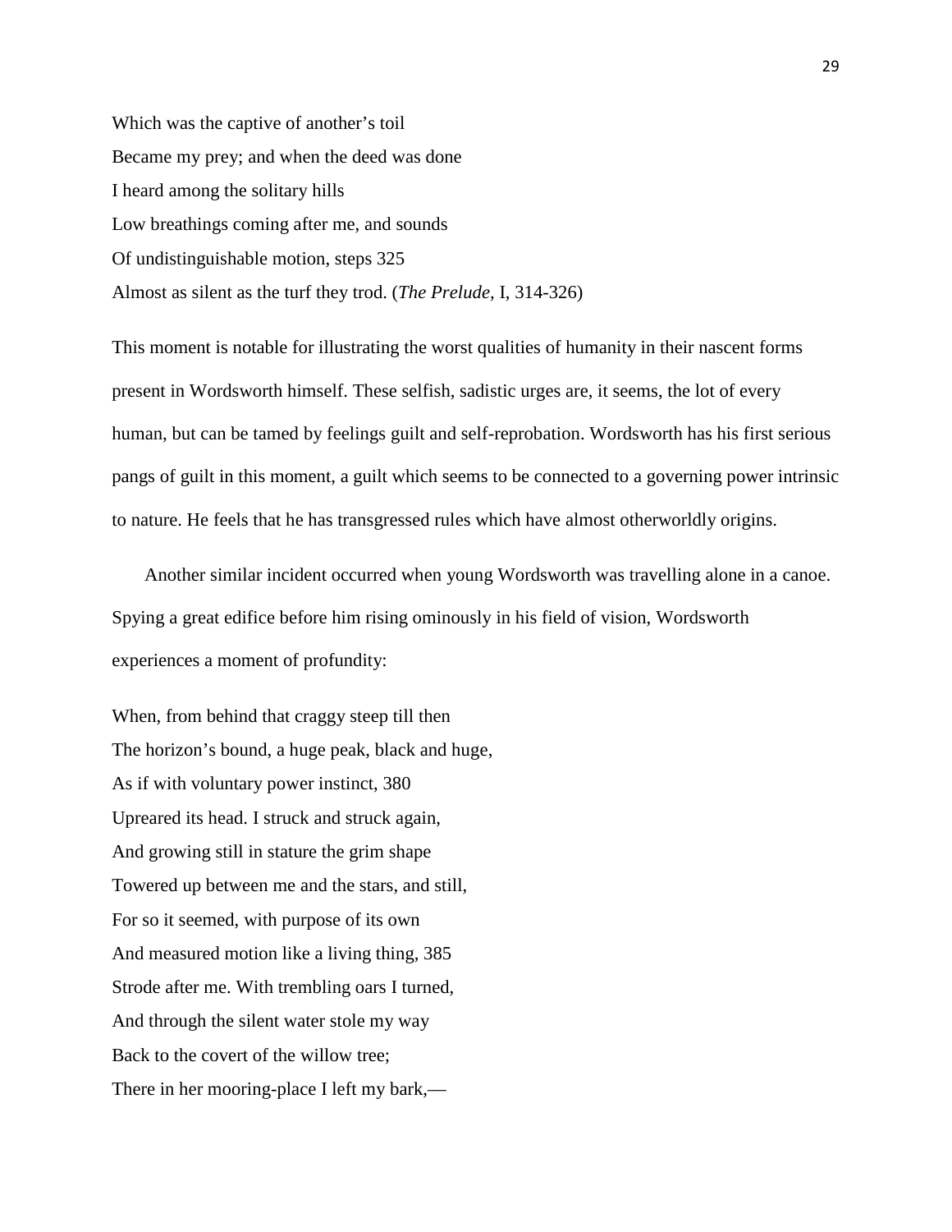Which was the captive of another's toil  
Became my prey; and when the deed was done  
I heard among the solitary hills  
Low breathings coming after me, and sounds  
Of undistinguishable motion, steps 325  
Almost as silent as the turf they trod. (*The Prelude,* I, 314-326)

This moment is notable for illustrating the worst qualities of humanity in their nascent forms present in Wordsworth himself. These selfish, sadistic urges are, it seems, the lot of every human, but can be tamed by feelings guilt and self-reprobation. Wordsworth has his first serious pangs of guilt in this moment, a guilt which seems to be connected to a governing power intrinsic to nature. He feels that he has transgressed rules which have almost otherworldly origins.

Another similar incident occurred when young Wordsworth was travelling alone in a canoe. Spying a great edifice before him rising ominously in his field of vision, Wordsworth experiences a moment of profundity:

When, from behind that craggy steep till then  
The horizon's bound, a huge peak, black and huge,  
As if with voluntary power instinct, 380  
Upreared its head. I struck and struck again,  
And growing still in stature the grim shape  
Towered up between me and the stars, and still,  
For so it seemed, with purpose of its own  
And measured motion like a living thing, 385  
Strode after me. With trembling oars I turned,  
And through the silent water stole my way  
Back to the covert of the willow tree;  
There in her mooring-place I left my bark,—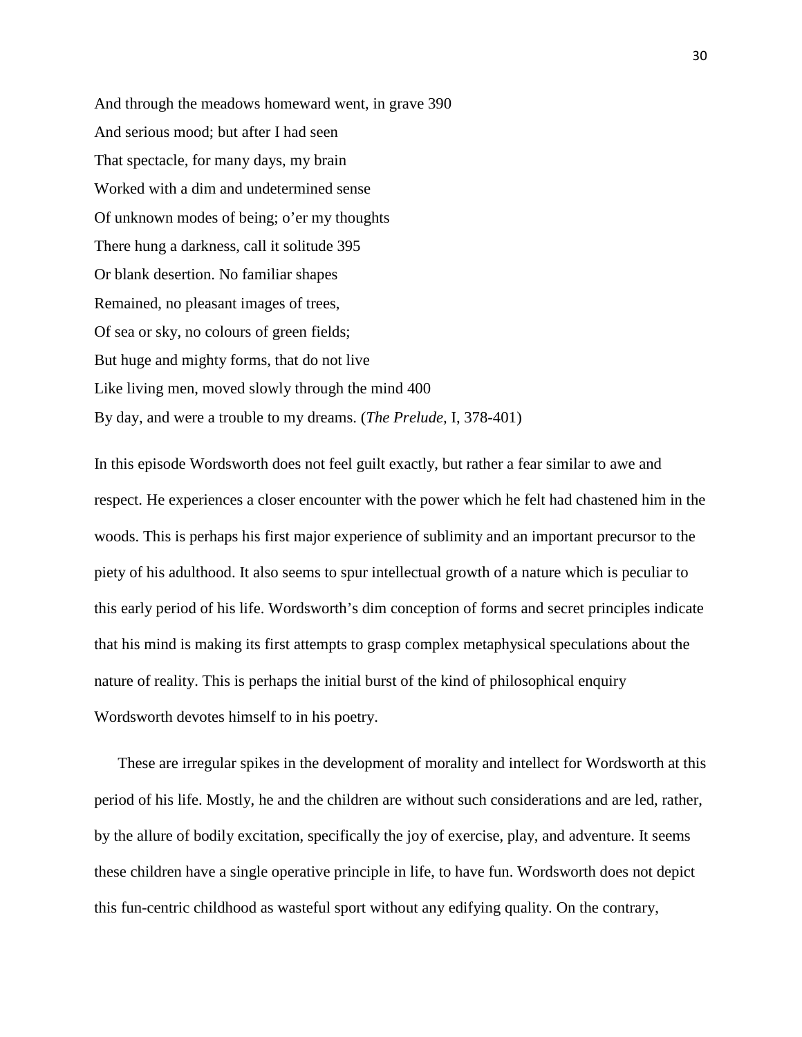And through the meadows homeward went, in grave 390  
And serious mood; but after I had seen  
That spectacle, for many days, my brain  
Worked with a dim and undetermined sense  
Of unknown modes of being; o'er my thoughts  
There hung a darkness, call it solitude 395  
Or blank desertion. No familiar shapes  
Remained, no pleasant images of trees,  
Of sea or sky, no colours of green fields;  
But huge and mighty forms, that do not live  
Like living men, moved slowly through the mind 400  
By day, and were a trouble to my dreams. (*The Prelude*, I, 378-401)

In this episode Wordsworth does not feel guilt exactly, but rather a fear similar to awe and respect. He experiences a closer encounter with the power which he felt had chastened him in the woods. This is perhaps his first major experience of sublimity and an important precursor to the piety of his adulthood. It also seems to spur intellectual growth of a nature which is peculiar to this early period of his life. Wordsworth's dim conception of forms and secret principles indicate that his mind is making its first attempts to grasp complex metaphysical speculations about the nature of reality. This is perhaps the initial burst of the kind of philosophical enquiry Wordsworth devotes himself to in his poetry.

These are irregular spikes in the development of morality and intellect for Wordsworth at this period of his life. Mostly, he and the children are without such considerations and are led, rather, by the allure of bodily excitation, specifically the joy of exercise, play, and adventure. It seems these children have a single operative principle in life, to have fun. Wordsworth does not depict this fun-centric childhood as wasteful sport without any edifying quality. On the contrary,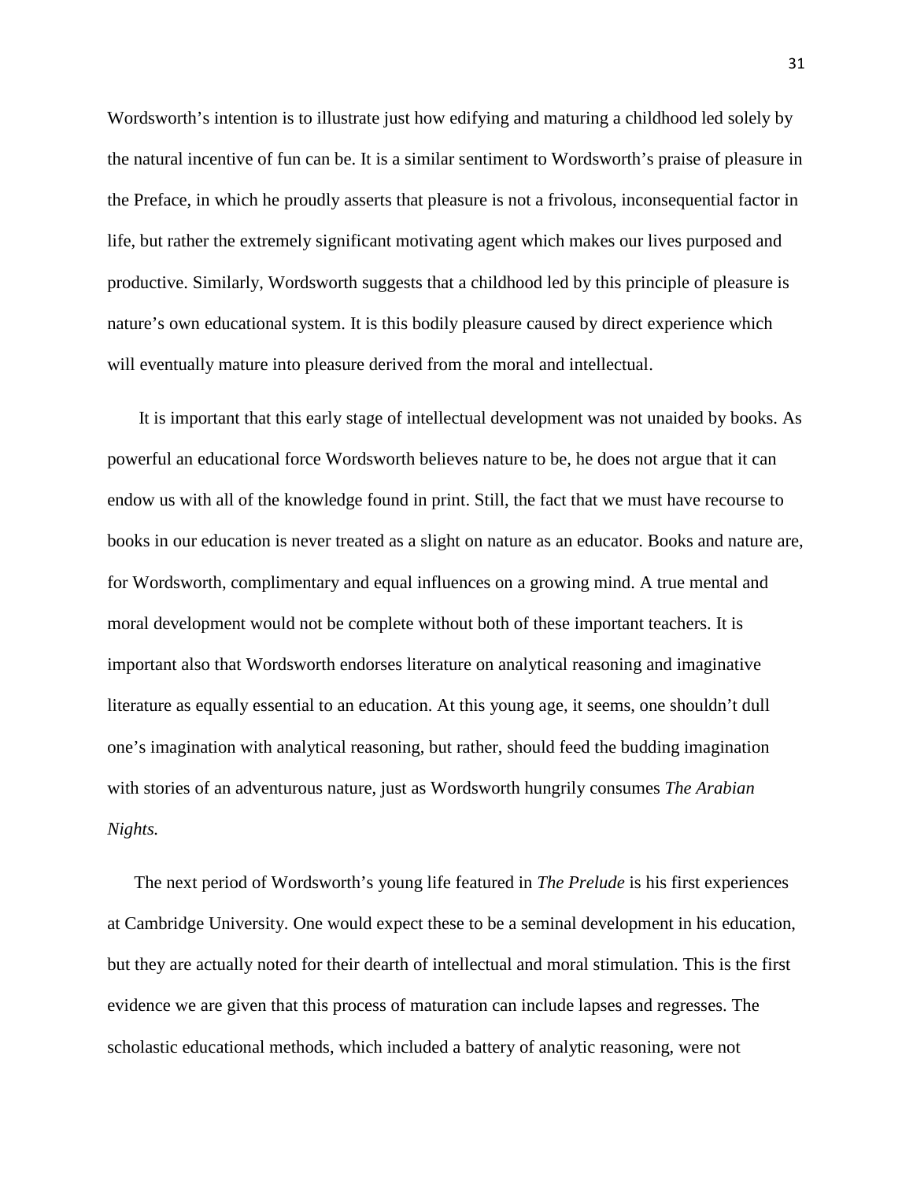Wordsworth's intention is to illustrate just how edifying and maturing a childhood led solely by the natural incentive of fun can be. It is a similar sentiment to Wordsworth's praise of pleasure in the Preface, in which he proudly asserts that pleasure is not a frivolous, inconsequential factor in life, but rather the extremely significant motivating agent which makes our lives purposed and productive. Similarly, Wordsworth suggests that a childhood led by this principle of pleasure is nature's own educational system. It is this bodily pleasure caused by direct experience which will eventually mature into pleasure derived from the moral and intellectual.

It is important that this early stage of intellectual development was not unaided by books. As powerful an educational force Wordsworth believes nature to be, he does not argue that it can endow us with all of the knowledge found in print. Still, the fact that we must have recourse to books in our education is never treated as a slight on nature as an educator. Books and nature are, for Wordsworth, complimentary and equal influences on a growing mind. A true mental and moral development would not be complete without both of these important teachers. It is important also that Wordsworth endorses literature on analytical reasoning and imaginative literature as equally essential to an education. At this young age, it seems, one shouldn't dull one's imagination with analytical reasoning, but rather, should feed the budding imagination with stories of an adventurous nature, just as Wordsworth hungrily consumes *The Arabian Nights.*

The next period of Wordsworth's young life featured in *The Prelude* is his first experiences at Cambridge University. One would expect these to be a seminal development in his education, but they are actually noted for their dearth of intellectual and moral stimulation. This is the first evidence we are given that this process of maturation can include lapses and regresses. The scholastic educational methods, which included a battery of analytic reasoning, were not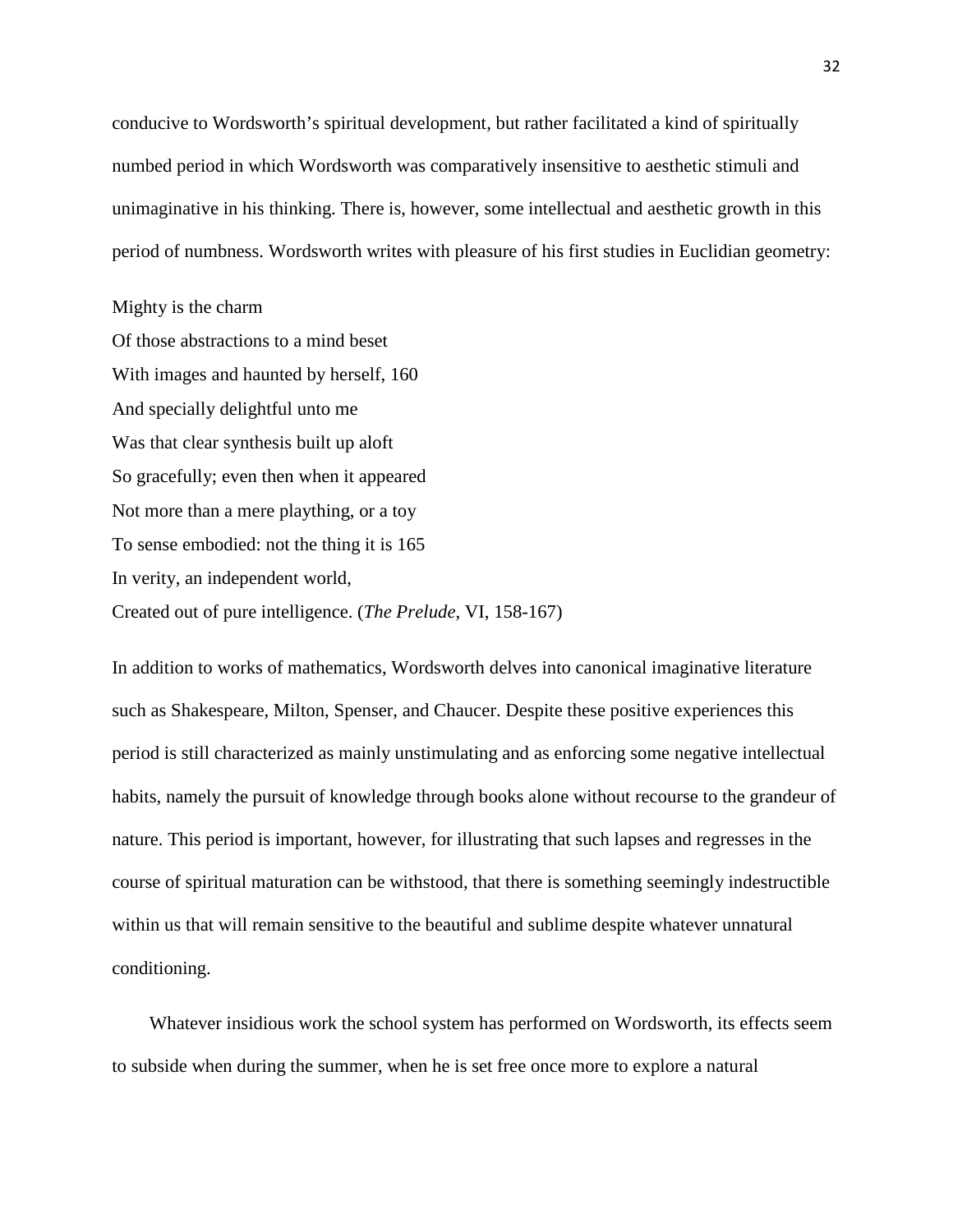conducive to Wordsworth's spiritual development, but rather facilitated a kind of spiritually numbed period in which Wordsworth was comparatively insensitive to aesthetic stimuli and unimaginative in his thinking. There is, however, some intellectual and aesthetic growth in this period of numbness. Wordsworth writes with pleasure of his first studies in Euclidian geometry:

Mighty is the charm  
Of those abstractions to a mind beset  
With images and haunted by herself, 160  
And specially delightful unto me  
Was that clear synthesis built up aloft  
So gracefully; even then when it appeared  
Not more than a mere plaything, or a toy  
To sense embodied: not the thing it is 165  
In verity, an independent world,  
Created out of pure intelligence. (*The Prelude*, VI, 158-167)

In addition to works of mathematics, Wordsworth delves into canonical imaginative literature such as Shakespeare, Milton, Spenser, and Chaucer. Despite these positive experiences this period is still characterized as mainly unstimulating and as enforcing some negative intellectual habits, namely the pursuit of knowledge through books alone without recourse to the grandeur of nature. This period is important, however, for illustrating that such lapses and regresses in the course of spiritual maturation can be withstood, that there is something seemingly indestructible within us that will remain sensitive to the beautiful and sublime despite whatever unnatural conditioning.

Whatever insidious work the school system has performed on Wordsworth, its effects seem to subside when during the summer, when he is set free once more to explore a natural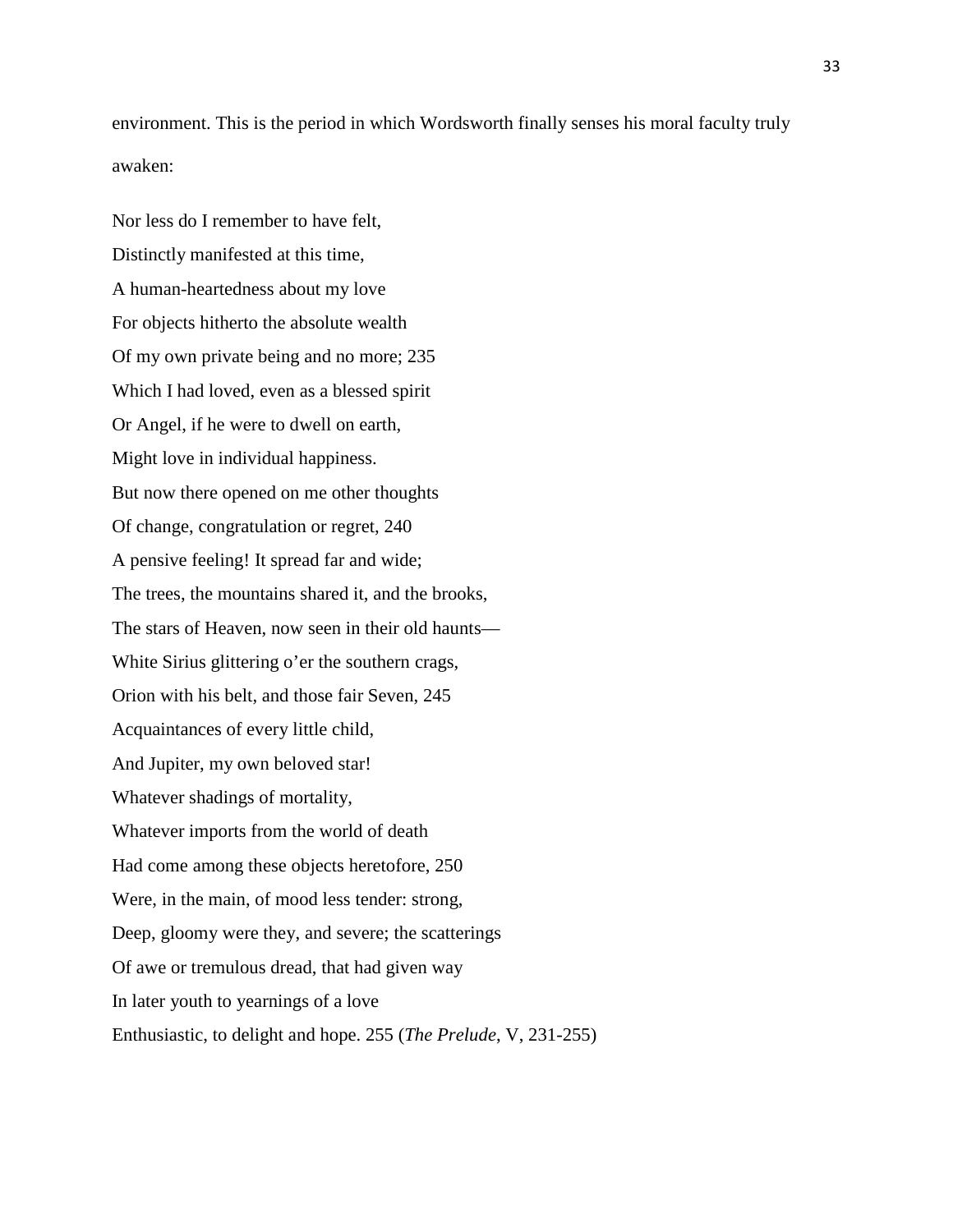environment. This is the period in which Wordsworth finally senses his moral faculty truly awaken:

Nor less do I remember to have felt,  
Distinctly manifested at this time,  
A human-heartedness about my love  
For objects hitherto the absolute wealth  
Of my own private being and no more; 235  
Which I had loved, even as a blessed spirit  
Or Angel, if he were to dwell on earth,  
Might love in individual happiness.  
But now there opened on me other thoughts  
Of change, congratulation or regret, 240  
A pensive feeling! It spread far and wide;  
The trees, the mountains shared it, and the brooks,  
The stars of Heaven, now seen in their old haunts—  
White Sirius glittering o'er the southern crags,  
Orion with his belt, and those fair Seven, 245  
Acquaintances of every little child,  
And Jupiter, my own beloved star!  
Whatever shadings of mortality,  
Whatever imports from the world of death  
Had come among these objects heretofore, 250  
Were, in the main, of mood less tender: strong,  
Deep, gloomy were they, and severe; the scatterings  
Of awe or tremulous dread, that had given way  
In later youth to yearnings of a love  
Enthusiastic, to delight and hope. 255 (*The Prelude*, V, 231-255)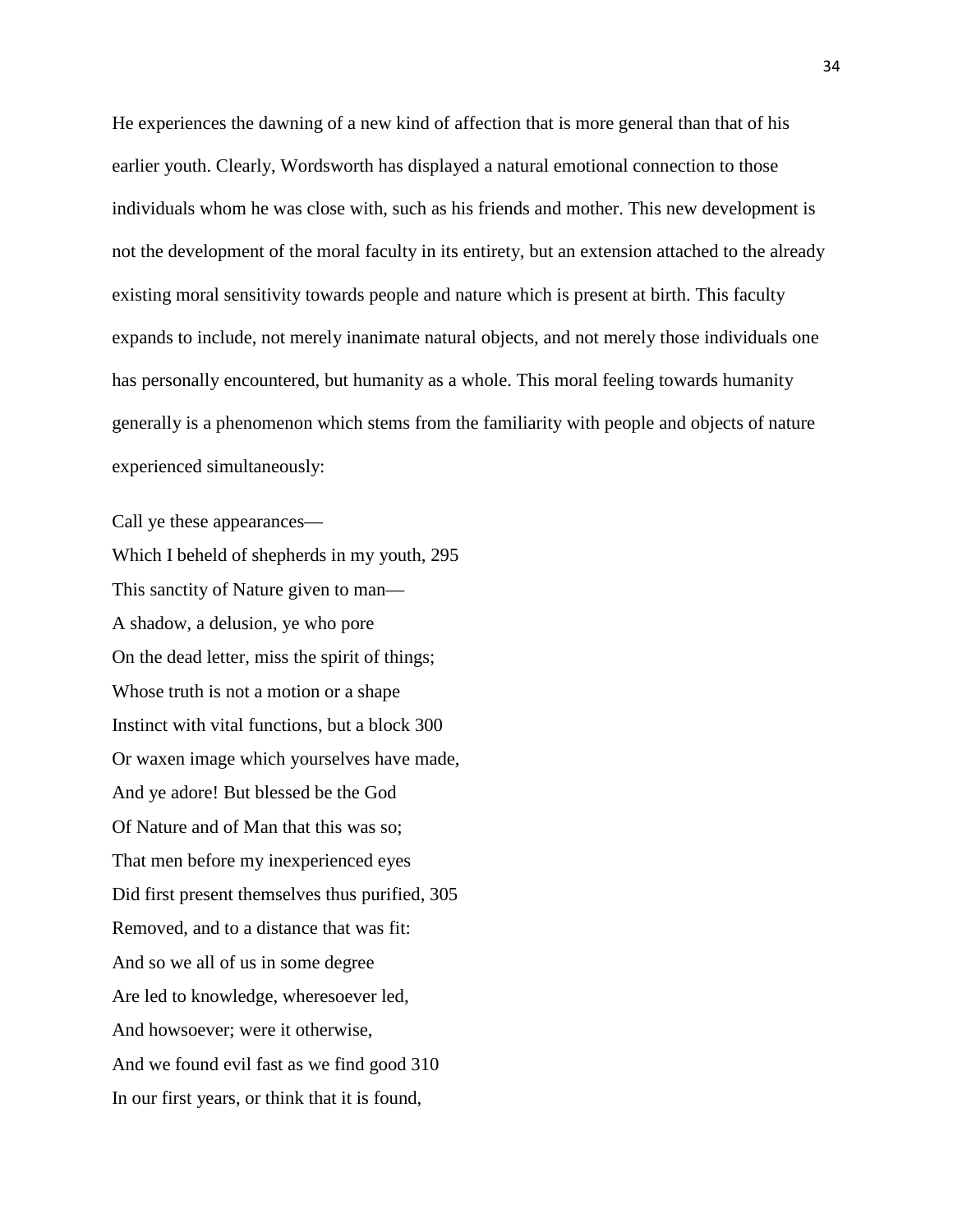He experiences the dawning of a new kind of affection that is more general than that of his earlier youth. Clearly, Wordsworth has displayed a natural emotional connection to those individuals whom he was close with, such as his friends and mother. This new development is not the development of the moral faculty in its entirety, but an extension attached to the already existing moral sensitivity towards people and nature which is present at birth. This faculty expands to include, not merely inanimate natural objects, and not merely those individuals one has personally encountered, but humanity as a whole. This moral feeling towards humanity generally is a phenomenon which stems from the familiarity with people and objects of nature experienced simultaneously:

Call ye these appearances—  
Which I beheld of shepherds in my youth, 295  
This sanctity of Nature given to man—  
A shadow, a delusion, ye who pore  
On the dead letter, miss the spirit of things;  
Whose truth is not a motion or a shape  
Instinct with vital functions, but a block 300  
Or waxen image which yourselves have made,  
And ye adore! But blessed be the God  
Of Nature and of Man that this was so;  
That men before my inexperienced eyes  
Did first present themselves thus purified, 305  
Removed, and to a distance that was fit:  
And so we all of us in some degree  
Are led to knowledge, wheresoever led,  
And howsoever; were it otherwise,  
And we found evil fast as we find good 310  
In our first years, or think that it is found,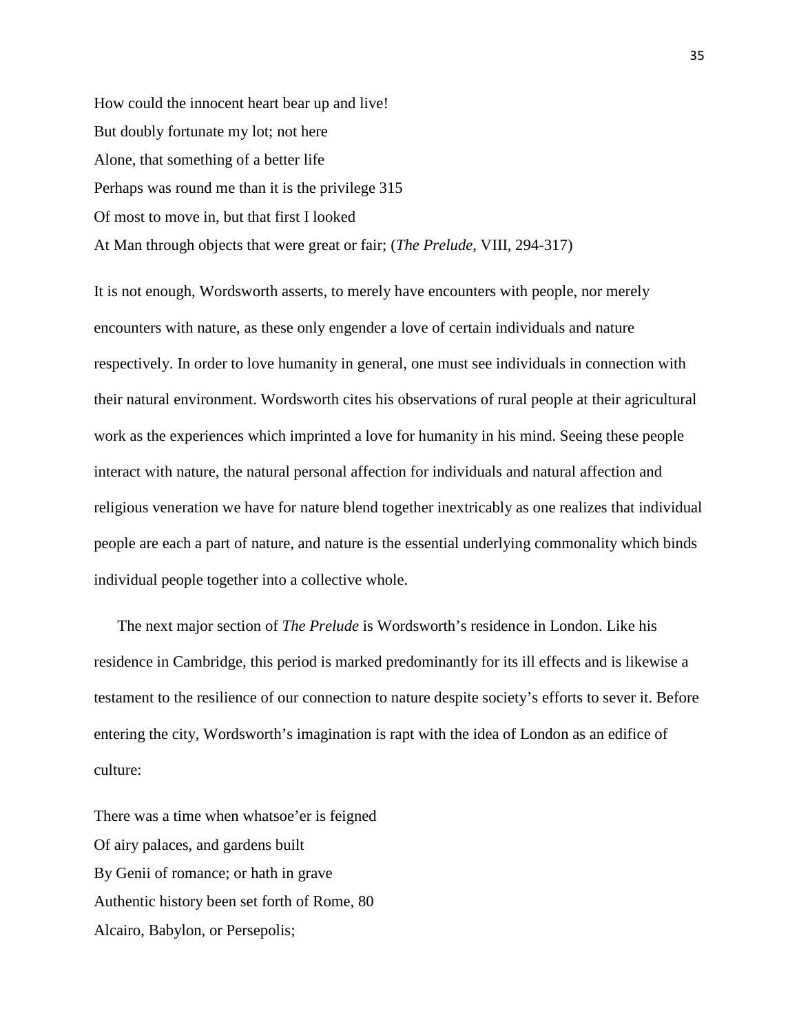How could the innocent heart bear up and live!  
But doubly fortunate my lot; not here  
Alone, that something of a better life  
Perhaps was round me than it is the privilege 315  
Of most to move in, but that first I looked  
At Man through objects that were great or fair; (*The Prelude*, VIII, 294-317)

It is not enough, Wordsworth asserts, to merely have encounters with people, nor merely encounters with nature, as these only engender a love of certain individuals and nature respectively. In order to love humanity in general, one must see individuals in connection with their natural environment. Wordsworth cites his observations of rural people at their agricultural work as the experiences which imprinted a love for humanity in his mind. Seeing these people interact with nature, the natural personal affection for individuals and natural affection and religious veneration we have for nature blend together inextricably as one realizes that individual people are each a part of nature, and nature is the essential underlying commonality which binds individual people together into a collective whole.

The next major section of *The Prelude* is Wordsworth's residence in London. Like his residence in Cambridge, this period is marked predominantly for its ill effects and is likewise a testament to the resilience of our connection to nature despite society's efforts to sever it. Before entering the city, Wordsworth's imagination is rapt with the idea of London as an edifice of culture:

There was a time when whatsoe'er is feigned  
Of airy palaces, and gardens built  
By Genii of romance; or hath in grave  
Authentic history been set forth of Rome, 80  
Alcairo, Babylon, or Persepolis;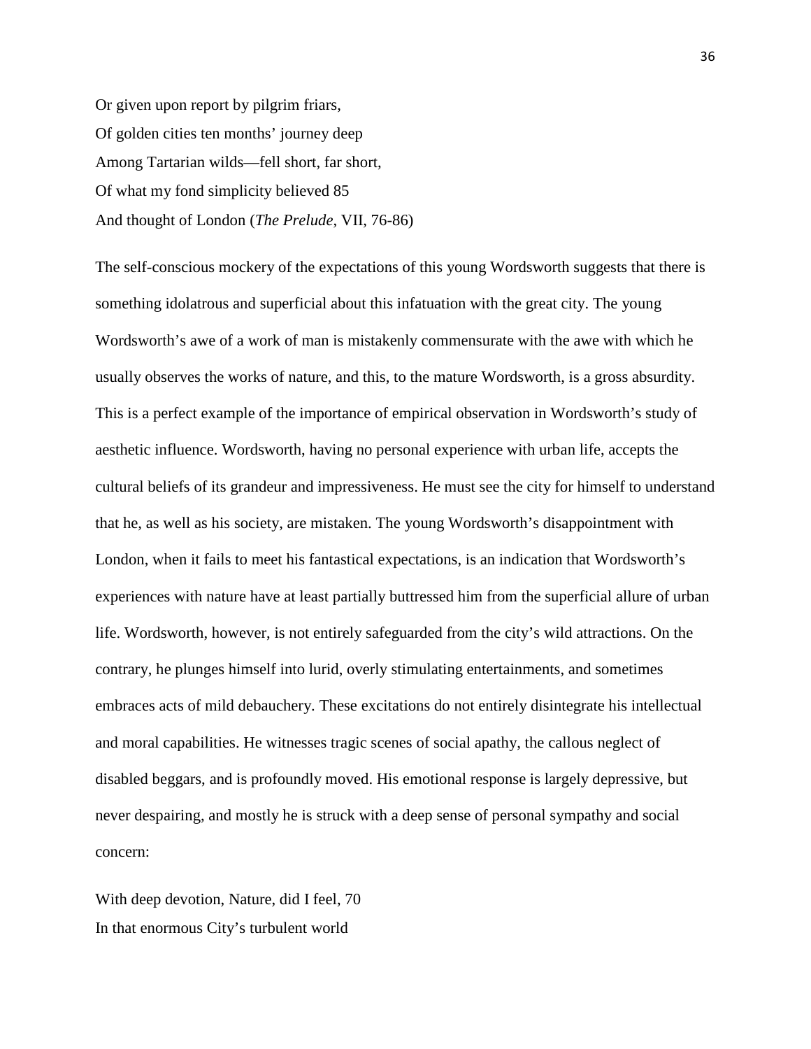Or given upon report by pilgrim friars,  
Of golden cities ten months' journey deep  
Among Tartarian wilds—fell short, far short,  
Of what my fond simplicity believed 85  
And thought of London (*The Prelude*, VII, 76-86)

The self-conscious mockery of the expectations of this young Wordsworth suggests that there is something idolatrous and superficial about this infatuation with the great city. The young Wordsworth's awe of a work of man is mistakenly commensurate with the awe with which he usually observes the works of nature, and this, to the mature Wordsworth, is a gross absurdity. This is a perfect example of the importance of empirical observation in Wordsworth's study of aesthetic influence. Wordsworth, having no personal experience with urban life, accepts the cultural beliefs of its grandeur and impressiveness. He must see the city for himself to understand that he, as well as his society, are mistaken. The young Wordsworth's disappointment with London, when it fails to meet his fantastical expectations, is an indication that Wordsworth's experiences with nature have at least partially buttressed him from the superficial allure of urban life. Wordsworth, however, is not entirely safeguarded from the city's wild attractions. On the contrary, he plunges himself into lurid, overly stimulating entertainments, and sometimes embraces acts of mild debauchery. These excitations do not entirely disintegrate his intellectual and moral capabilities. He witnesses tragic scenes of social apathy, the callous neglect of disabled beggars, and is profoundly moved. His emotional response is largely depressive, but never despairing, and mostly he is struck with a deep sense of personal sympathy and social concern:

With deep devotion, Nature, did I feel, 70  
In that enormous City's turbulent world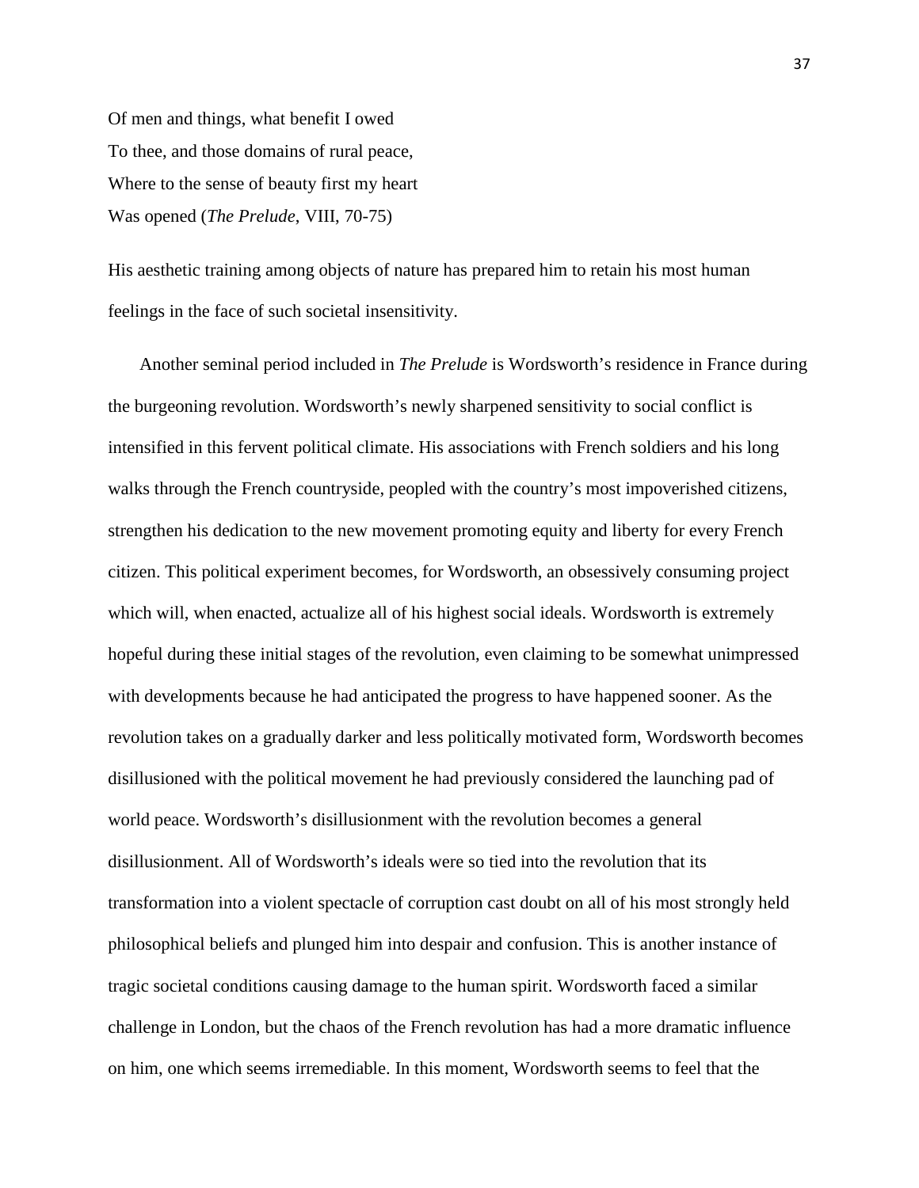Of men and things, what benefit I owed  
To thee, and those domains of rural peace,  
Where to the sense of beauty first my heart  
Was opened (*The Prelude*, VIII, 70-75)

His aesthetic training among objects of nature has prepared him to retain his most human feelings in the face of such societal insensitivity.

Another seminal period included in *The Prelude* is Wordsworth's residence in France during the burgeoning revolution. Wordsworth's newly sharpened sensitivity to social conflict is intensified in this fervent political climate. His associations with French soldiers and his long walks through the French countryside, peopled with the country's most impoverished citizens, strengthen his dedication to the new movement promoting equity and liberty for every French citizen. This political experiment becomes, for Wordsworth, an obsessively consuming project which will, when enacted, actualize all of his highest social ideals. Wordsworth is extremely hopeful during these initial stages of the revolution, even claiming to be somewhat unimpressed with developments because he had anticipated the progress to have happened sooner. As the revolution takes on a gradually darker and less politically motivated form, Wordsworth becomes disillusioned with the political movement he had previously considered the launching pad of world peace. Wordsworth's disillusionment with the revolution becomes a general disillusionment. All of Wordsworth's ideals were so tied into the revolution that its transformation into a violent spectacle of corruption cast doubt on all of his most strongly held philosophical beliefs and plunged him into despair and confusion. This is another instance of tragic societal conditions causing damage to the human spirit. Wordsworth faced a similar challenge in London, but the chaos of the French revolution has had a more dramatic influence on him, one which seems irremediable. In this moment, Wordsworth seems to feel that the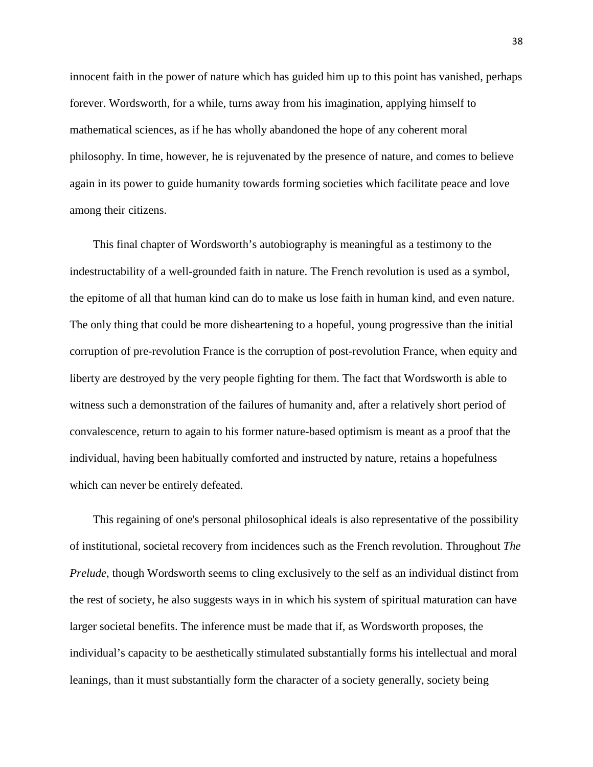innocent faith in the power of nature which has guided him up to this point has vanished, perhaps forever. Wordsworth, for a while, turns away from his imagination, applying himself to mathematical sciences, as if he has wholly abandoned the hope of any coherent moral philosophy. In time, however, he is rejuvenated by the presence of nature, and comes to believe again in its power to guide humanity towards forming societies which facilitate peace and love among their citizens.

This final chapter of Wordsworth's autobiography is meaningful as a testimony to the indestructability of a well-grounded faith in nature. The French revolution is used as a symbol, the epitome of all that human kind can do to make us lose faith in human kind, and even nature. The only thing that could be more disheartening to a hopeful, young progressive than the initial corruption of pre-revolution France is the corruption of post-revolution France, when equity and liberty are destroyed by the very people fighting for them. The fact that Wordsworth is able to witness such a demonstration of the failures of humanity and, after a relatively short period of convalescence, return to again to his former nature-based optimism is meant as a proof that the individual, having been habitually comforted and instructed by nature, retains a hopefulness which can never be entirely defeated.

This regaining of one's personal philosophical ideals is also representative of the possibility of institutional, societal recovery from incidences such as the French revolution. Throughout *The Prelude*, though Wordsworth seems to cling exclusively to the self as an individual distinct from the rest of society, he also suggests ways in in which his system of spiritual maturation can have larger societal benefits. The inference must be made that if, as Wordsworth proposes, the individual's capacity to be aesthetically stimulated substantially forms his intellectual and moral leanings, than it must substantially form the character of a society generally, society being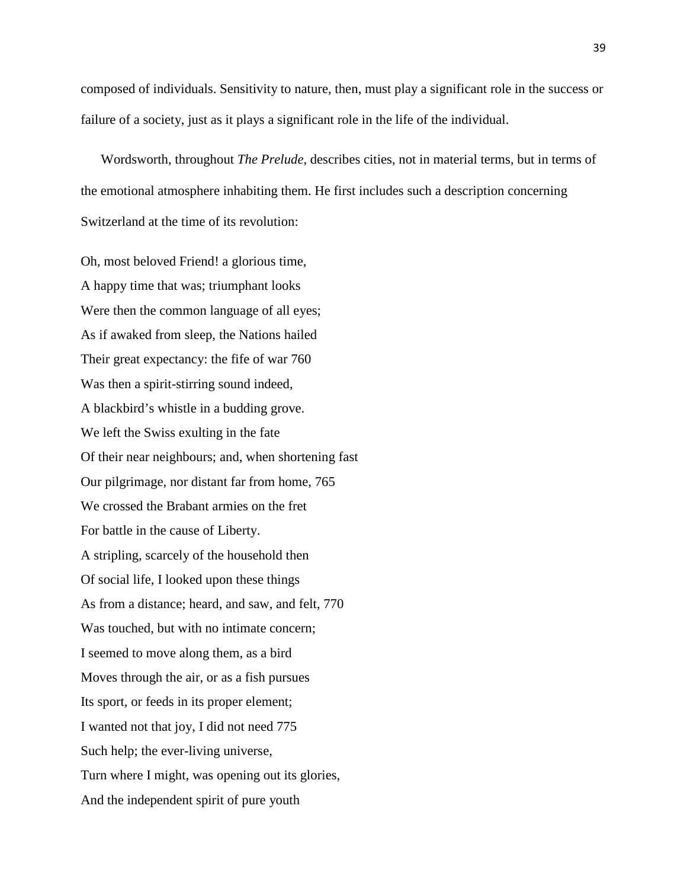composed of individuals. Sensitivity to nature, then, must play a significant role in the success or failure of a society, just as it plays a significant role in the life of the individual.

Wordsworth, throughout *The Prelude*, describes cities, not in material terms, but in terms of the emotional atmosphere inhabiting them. He first includes such a description concerning Switzerland at the time of its revolution:

Oh, most beloved Friend! a glorious time,  
A happy time that was; triumphant looks  
Were then the common language of all eyes;  
As if awaked from sleep, the Nations hailed  
Their great expectancy: the fife of war 760  
Was then a spirit-stirring sound indeed,  
A blackbird's whistle in a budding grove.  
We left the Swiss exulting in the fate  
Of their near neighbours; and, when shortening fast  
Our pilgrimage, nor distant far from home, 765  
We crossed the Brabant armies on the fret  
For battle in the cause of Liberty.  
A stripling, scarcely of the household then  
Of social life, I looked upon these things  
As from a distance; heard, and saw, and felt, 770  
Was touched, but with no intimate concern;  
I seemed to move along them, as a bird  
Moves through the air, or as a fish pursues  
Its sport, or feeds in its proper element;  
I wanted not that joy, I did not need 775  
Such help; the ever-living universe,  
Turn where I might, was opening out its glories,  
And the independent spirit of pure youth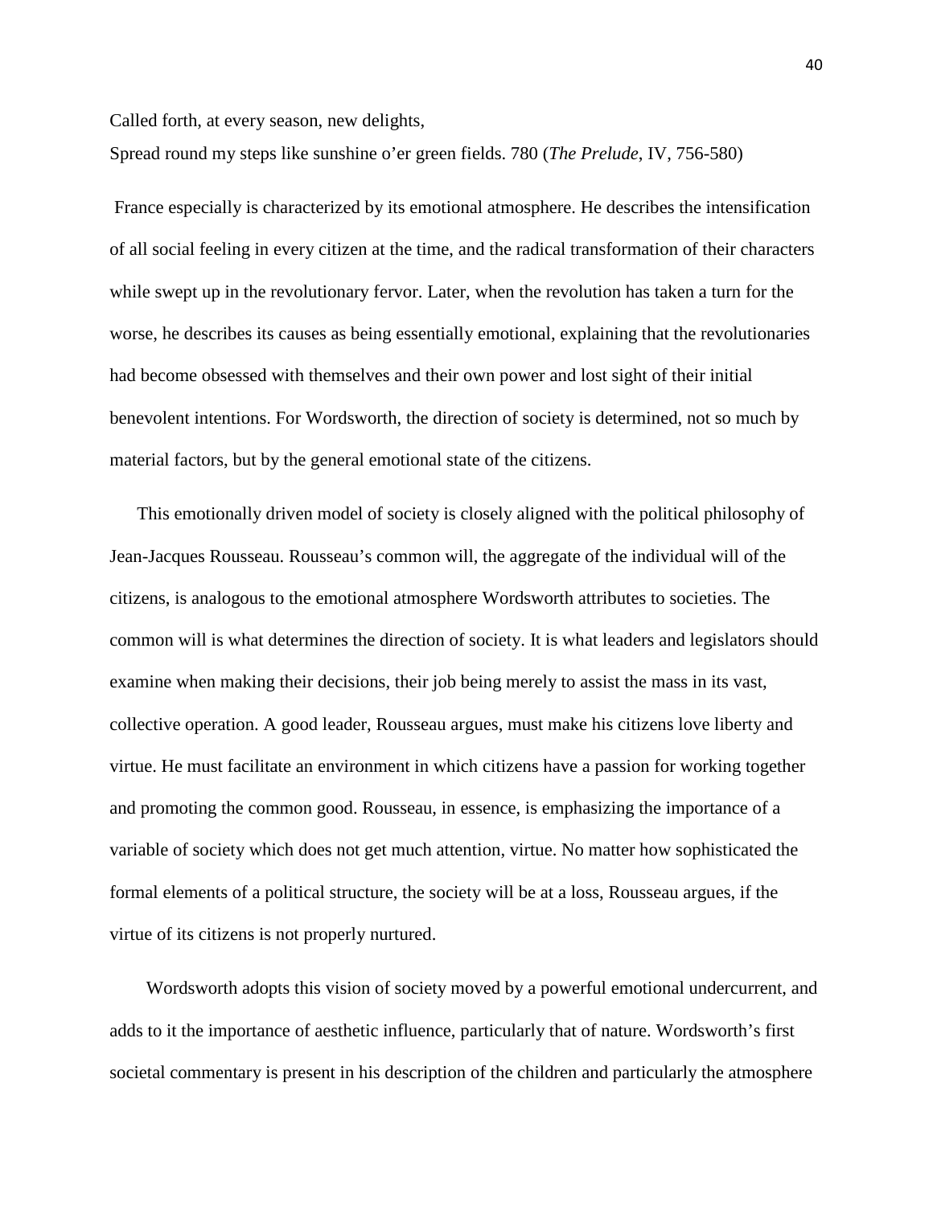Called forth, at every season, new delights,

Spread round my steps like sunshine o'er green fields. 780 (*The Prelude*, IV, 756-580)

France especially is characterized by its emotional atmosphere. He describes the intensification of all social feeling in every citizen at the time, and the radical transformation of their characters while swept up in the revolutionary fervor. Later, when the revolution has taken a turn for the worse, he describes its causes as being essentially emotional, explaining that the revolutionaries had become obsessed with themselves and their own power and lost sight of their initial benevolent intentions. For Wordsworth, the direction of society is determined, not so much by material factors, but by the general emotional state of the citizens.

This emotionally driven model of society is closely aligned with the political philosophy of Jean-Jacques Rousseau. Rousseau's common will, the aggregate of the individual will of the citizens, is analogous to the emotional atmosphere Wordsworth attributes to societies. The common will is what determines the direction of society. It is what leaders and legislators should examine when making their decisions, their job being merely to assist the mass in its vast, collective operation. A good leader, Rousseau argues, must make his citizens love liberty and virtue. He must facilitate an environment in which citizens have a passion for working together and promoting the common good. Rousseau, in essence, is emphasizing the importance of a variable of society which does not get much attention, virtue. No matter how sophisticated the formal elements of a political structure, the society will be at a loss, Rousseau argues, if the virtue of its citizens is not properly nurtured.

Wordsworth adopts this vision of society moved by a powerful emotional undercurrent, and adds to it the importance of aesthetic influence, particularly that of nature. Wordsworth's first societal commentary is present in his description of the children and particularly the atmosphere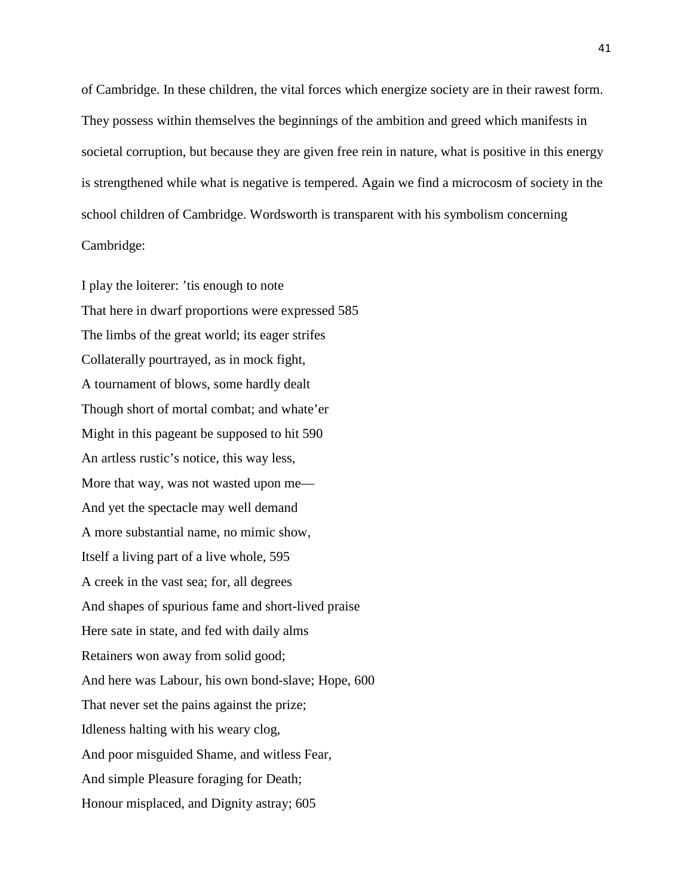of Cambridge. In these children, the vital forces which energize society are in their rawest form. They possess within themselves the beginnings of the ambition and greed which manifests in societal corruption, but because they are given free rein in nature, what is positive in this energy is strengthened while what is negative is tempered. Again we find a microcosm of society in the school children of Cambridge. Wordsworth is transparent with his symbolism concerning Cambridge:

I play the loiterer: 'tis enough to note  
That here in dwarf proportions were expressed 585  
The limbs of the great world; its eager strifes  
Collaterally pourtrayed, as in mock fight,  
A tournament of blows, some hardly dealt  
Though short of mortal combat; and whate'er  
Might in this pageant be supposed to hit 590  
An artless rustic's notice, this way less,  
More that way, was not wasted upon me—  
And yet the spectacle may well demand  
A more substantial name, no mimic show,  
Itself a living part of a live whole, 595  
A creek in the vast sea; for, all degrees  
And shapes of spurious fame and short-lived praise  
Here sate in state, and fed with daily alms  
Retainers won away from solid good;  
And here was Labour, his own bond-slave; Hope, 600  
That never set the pains against the prize;  
Idleness halting with his weary clog,  
And poor misguided Shame, and witless Fear,  
And simple Pleasure foraging for Death;  
Honour misplaced, and Dignity astray; 605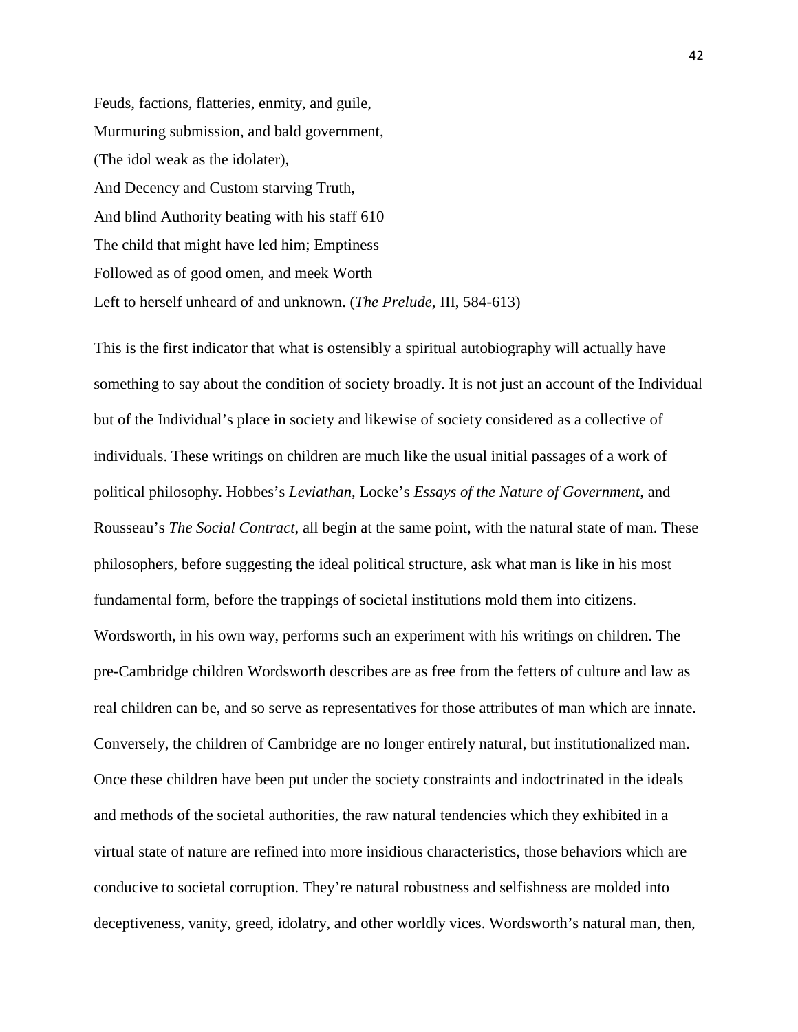Feuds, factions, flatteries, enmity, and guile,
Murmuring submission, and bald government,
(The idol weak as the idolater),
And Decency and Custom starving Truth,
And blind Authority beating with his staff 610
The child that might have led him; Emptiness
Followed as of good omen, and meek Worth
Left to herself unheard of and unknown. (*The Prelude*, III, 584-613)

This is the first indicator that what is ostensibly a spiritual autobiography will actually have something to say about the condition of society broadly. It is not just an account of the Individual but of the Individual's place in society and likewise of society considered as a collective of individuals. These writings on children are much like the usual initial passages of a work of political philosophy. Hobbes's *Leviathan*, Locke's *Essays of the Nature of Government*, and Rousseau's *The Social Contract*, all begin at the same point, with the natural state of man. These philosophers, before suggesting the ideal political structure, ask what man is like in his most fundamental form, before the trappings of societal institutions mold them into citizens. Wordsworth, in his own way, performs such an experiment with his writings on children. The pre-Cambridge children Wordsworth describes are as free from the fetters of culture and law as real children can be, and so serve as representatives for those attributes of man which are innate. Conversely, the children of Cambridge are no longer entirely natural, but institutionalized man. Once these children have been put under the society constraints and indoctrinated in the ideals and methods of the societal authorities, the raw natural tendencies which they exhibited in a virtual state of nature are refined into more insidious characteristics, those behaviors which are conducive to societal corruption. They're natural robustness and selfishness are molded into deceptiveness, vanity, greed, idolatry, and other worldly vices. Wordsworth's natural man, then,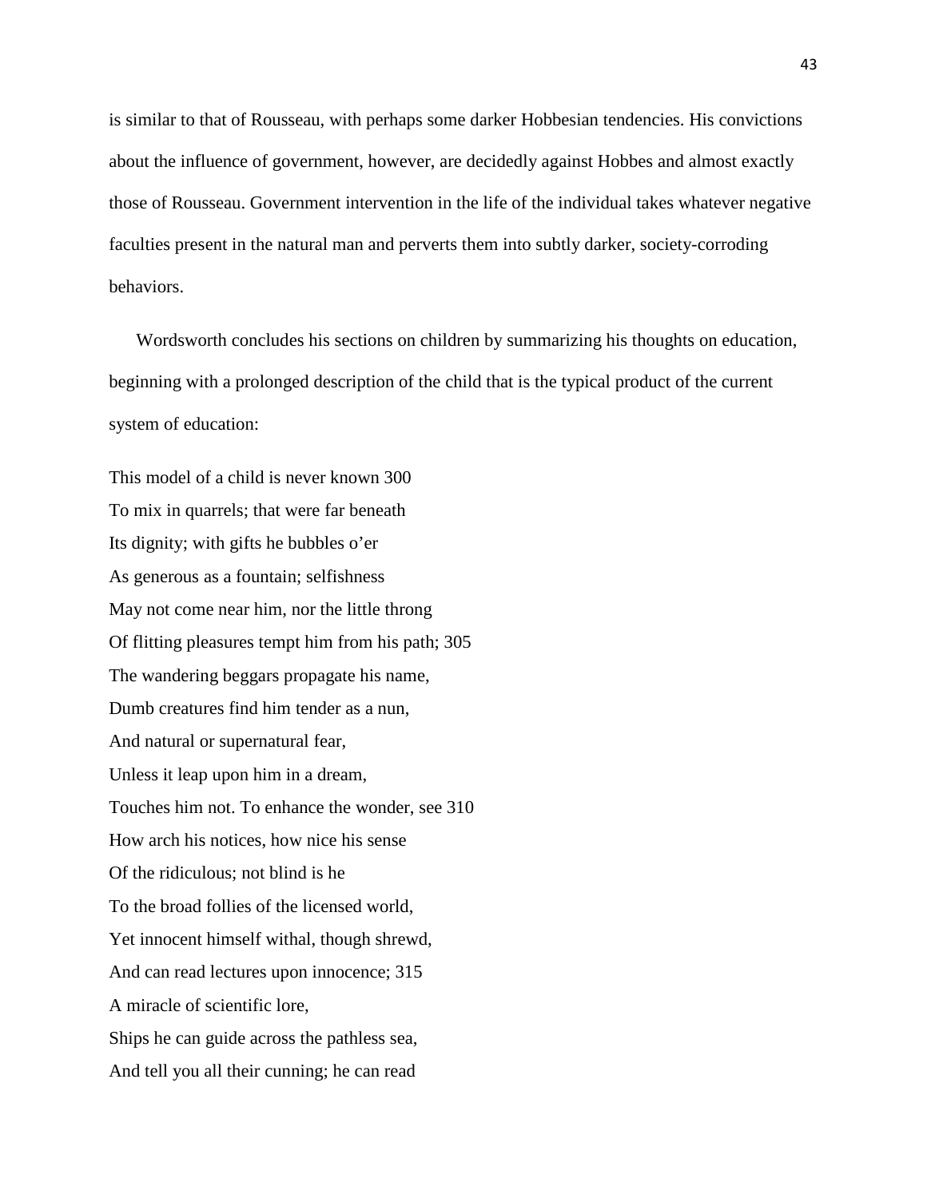is similar to that of Rousseau, with perhaps some darker Hobbesian tendencies. His convictions about the influence of government, however, are decidedly against Hobbes and almost exactly those of Rousseau. Government intervention in the life of the individual takes whatever negative faculties present in the natural man and perverts them into subtly darker, society-corroding behaviors.

Wordsworth concludes his sections on children by summarizing his thoughts on education, beginning with a prolonged description of the child that is the typical product of the current system of education:

This model of a child is never known 300  
To mix in quarrels; that were far beneath  
Its dignity; with gifts he bubbles o'er  
As generous as a fountain; selfishness  
May not come near him, nor the little throng  
Of flitting pleasures tempt him from his path; 305  
The wandering beggars propagate his name,  
Dumb creatures find him tender as a nun,  
And natural or supernatural fear,  
Unless it leap upon him in a dream,  
Touches him not. To enhance the wonder, see 310  
How arch his notices, how nice his sense  
Of the ridiculous; not blind is he  
To the broad follies of the licensed world,  
Yet innocent himself withal, though shrewd,  
And can read lectures upon innocence; 315  
A miracle of scientific lore,  
Ships he can guide across the pathless sea,  
And tell you all their cunning; he can read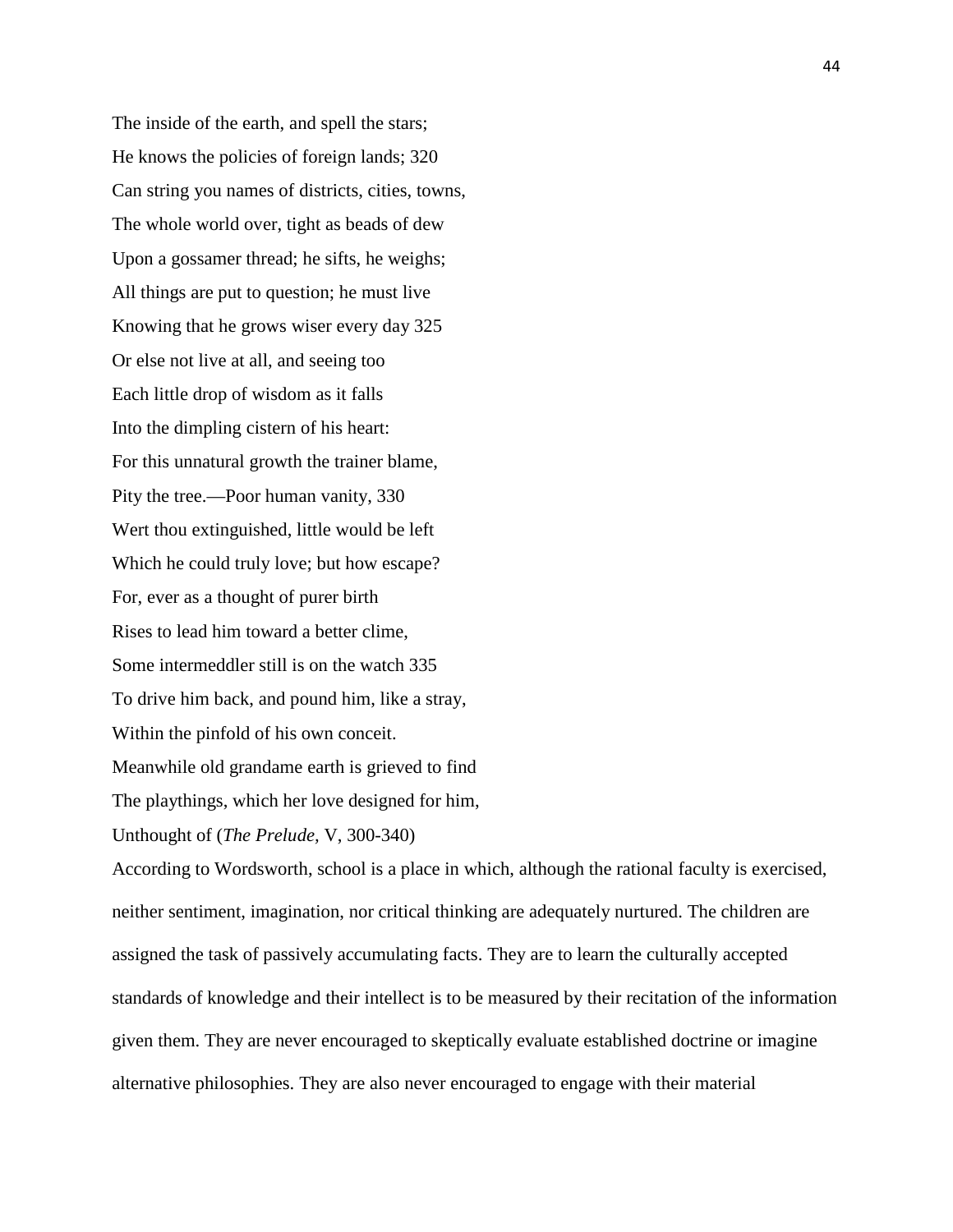The inside of the earth, and spell the stars;
He knows the policies of foreign lands; 320
Can string you names of districts, cities, towns,
The whole world over, tight as beads of dew
Upon a gossamer thread; he sifts, he weighs;
All things are put to question; he must live
Knowing that he grows wiser every day 325
Or else not live at all, and seeing too
Each little drop of wisdom as it falls
Into the dimpling cistern of his heart:
For this unnatural growth the trainer blame,
Pity the tree.—Poor human vanity, 330
Wert thou extinguished, little would be left
Which he could truly love; but how escape?
For, ever as a thought of purer birth
Rises to lead him toward a better clime,
Some intermeddler still is on the watch 335
To drive him back, and pound him, like a stray,
Within the pinfold of his own conceit.
Meanwhile old grandame earth is grieved to find
The playthings, which her love designed for him,
Unthought of (*The Prelude*, V, 300-340)

According to Wordsworth, school is a place in which, although the rational faculty is exercised, neither sentiment, imagination, nor critical thinking are adequately nurtured. The children are assigned the task of passively accumulating facts. They are to learn the culturally accepted standards of knowledge and their intellect is to be measured by their recitation of the information given them. They are never encouraged to skeptically evaluate established doctrine or imagine alternative philosophies. They are also never encouraged to engage with their material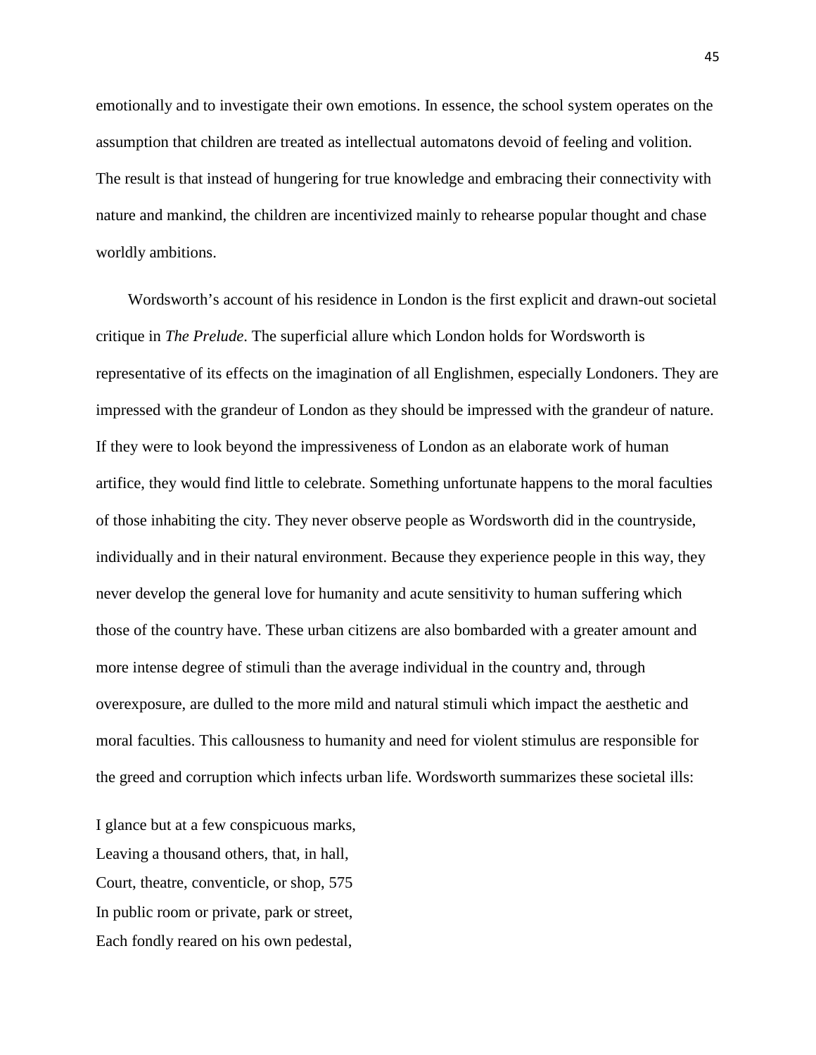emotionally and to investigate their own emotions. In essence, the school system operates on the assumption that children are treated as intellectual automatons devoid of feeling and volition. The result is that instead of hungering for true knowledge and embracing their connectivity with nature and mankind, the children are incentivized mainly to rehearse popular thought and chase worldly ambitions.

Wordsworth's account of his residence in London is the first explicit and drawn-out societal critique in *The Prelude*. The superficial allure which London holds for Wordsworth is representative of its effects on the imagination of all Englishmen, especially Londoners. They are impressed with the grandeur of London as they should be impressed with the grandeur of nature. If they were to look beyond the impressiveness of London as an elaborate work of human artifice, they would find little to celebrate. Something unfortunate happens to the moral faculties of those inhabiting the city. They never observe people as Wordsworth did in the countryside, individually and in their natural environment. Because they experience people in this way, they never develop the general love for humanity and acute sensitivity to human suffering which those of the country have. These urban citizens are also bombarded with a greater amount and more intense degree of stimuli than the average individual in the country and, through overexposure, are dulled to the more mild and natural stimuli which impact the aesthetic and moral faculties. This callousness to humanity and need for violent stimulus are responsible for the greed and corruption which infects urban life. Wordsworth summarizes these societal ills:

I glance but at a few conspicuous marks,  
Leaving a thousand others, that, in hall,  
Court, theatre, conventicle, or shop, 575  
In public room or private, park or street,  
Each fondly reared on his own pedestal,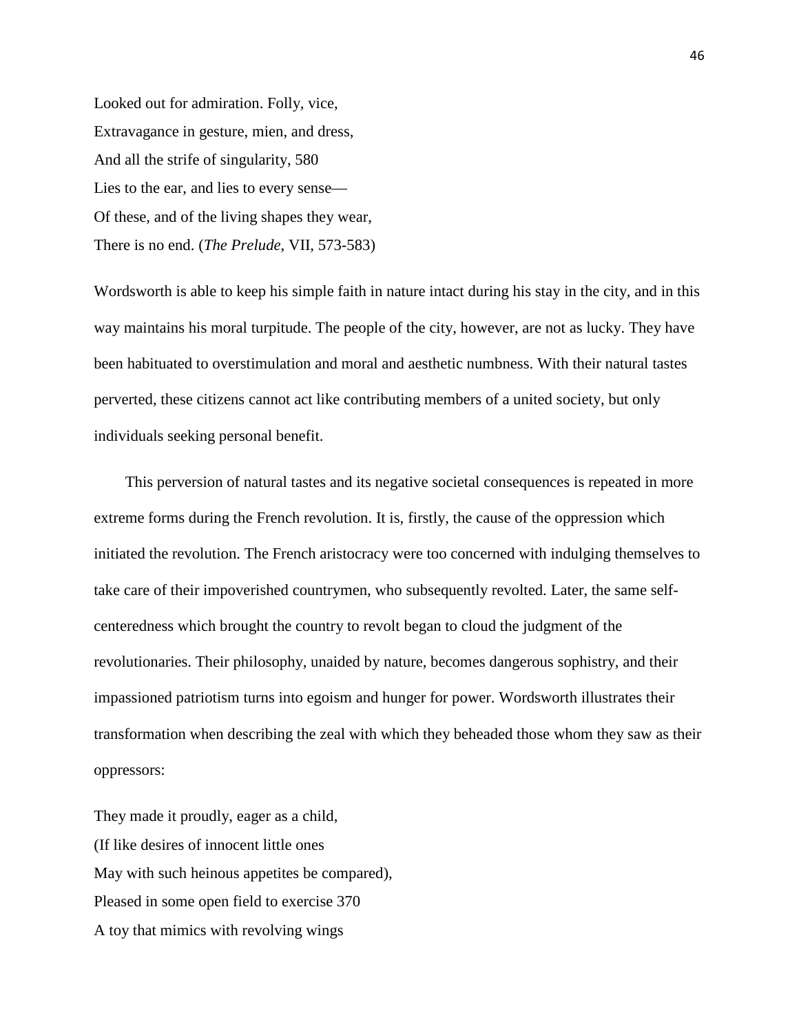Looked out for admiration. Folly, vice,  
Extravagance in gesture, mien, and dress,  
And all the strife of singularity, 580  
Lies to the ear, and lies to every sense—  
Of these, and of the living shapes they wear,  
There is no end. (*The Prelude*, VII, 573-583)

Wordsworth is able to keep his simple faith in nature intact during his stay in the city, and in this way maintains his moral turpitude. The people of the city, however, are not as lucky. They have been habituated to overstimulation and moral and aesthetic numbness. With their natural tastes perverted, these citizens cannot act like contributing members of a united society, but only individuals seeking personal benefit.

This perversion of natural tastes and its negative societal consequences is repeated in more extreme forms during the French revolution. It is, firstly, the cause of the oppression which initiated the revolution. The French aristocracy were too concerned with indulging themselves to take care of their impoverished countrymen, who subsequently revolted. Later, the same self-centeredness which brought the country to revolt began to cloud the judgment of the revolutionaries. Their philosophy, unaided by nature, becomes dangerous sophistry, and their impassioned patriotism turns into egoism and hunger for power. Wordsworth illustrates their transformation when describing the zeal with which they beheaded those whom they saw as their oppressors:

They made it proudly, eager as a child,  
(If like desires of innocent little ones  
May with such heinous appetites be compared),  
Pleased in some open field to exercise 370  
A toy that mimics with revolving wings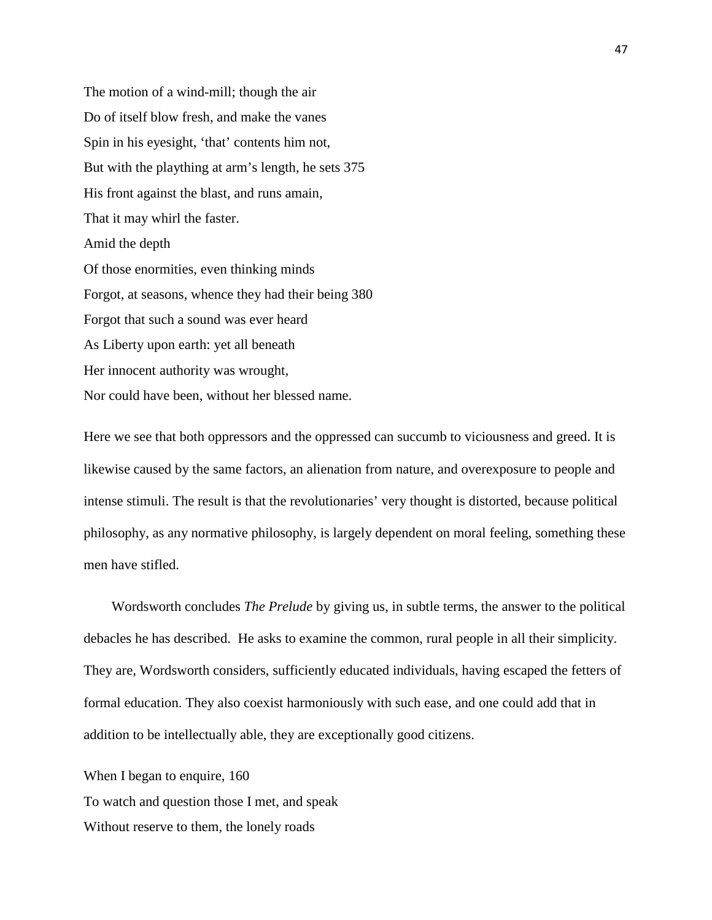The motion of a wind-mill; though the air  
Do of itself blow fresh, and make the vanes  
Spin in his eyesight, 'that' contents him not,  
But with the plaything at arm's length, he sets 375  
His front against the blast, and runs amain,  
That it may whirl the faster.  
Amid the depth  
Of those enormities, even thinking minds  
Forgot, at seasons, whence they had their being 380  
Forgot that such a sound was ever heard  
As Liberty upon earth: yet all beneath  
Her innocent authority was wrought,  
Nor could have been, without her blessed name.

Here we see that both oppressors and the oppressed can succumb to viciousness and greed. It is likewise caused by the same factors, an alienation from nature, and overexposure to people and intense stimuli. The result is that the revolutionaries' very thought is distorted, because political philosophy, as any normative philosophy, is largely dependent on moral feeling, something these men have stifled.

Wordsworth concludes *The Prelude* by giving us, in subtle terms, the answer to the political debacles he has described. He asks to examine the common, rural people in all their simplicity. They are, Wordsworth considers, sufficiently educated individuals, having escaped the fetters of formal education. They also coexist harmoniously with such ease, and one could add that in addition to be intellectually able, they are exceptionally good citizens.

When I began to enquire, 160  
To watch and question those I met, and speak  
Without reserve to them, the lonely roads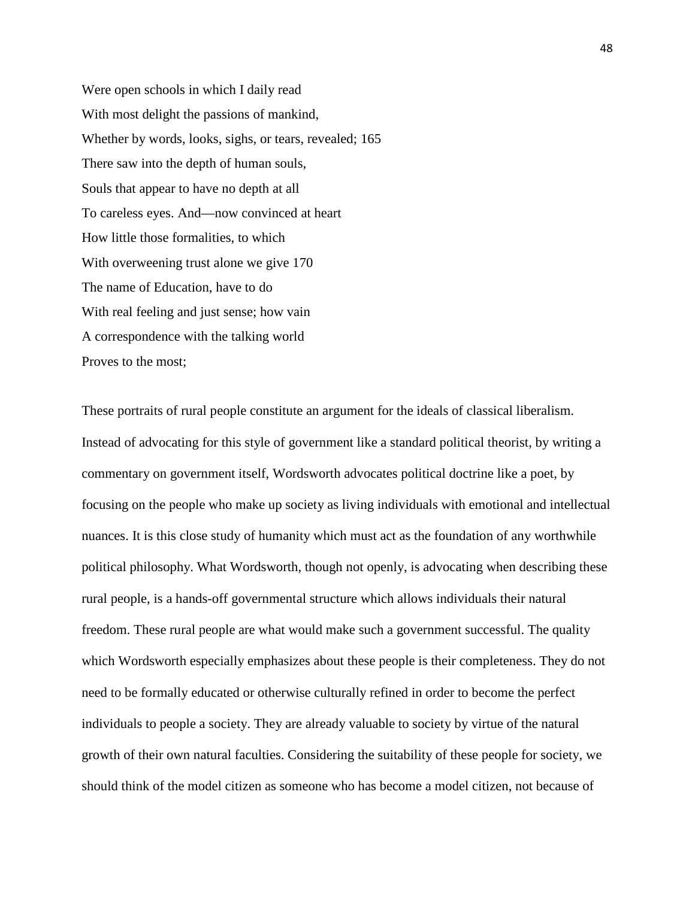Were open schools in which I daily read
With most delight the passions of mankind,
Whether by words, looks, sighs, or tears, revealed; 165
There saw into the depth of human souls,
Souls that appear to have no depth at all
To careless eyes. And—now convinced at heart
How little those formalities, to which
With overweening trust alone we give 170
The name of Education, have to do
With real feeling and just sense; how vain
A correspondence with the talking world
Proves to the most;

These portraits of rural people constitute an argument for the ideals of classical liberalism. Instead of advocating for this style of government like a standard political theorist, by writing a commentary on government itself, Wordsworth advocates political doctrine like a poet, by focusing on the people who make up society as living individuals with emotional and intellectual nuances. It is this close study of humanity which must act as the foundation of any worthwhile political philosophy. What Wordsworth, though not openly, is advocating when describing these rural people, is a hands-off governmental structure which allows individuals their natural freedom. These rural people are what would make such a government successful. The quality which Wordsworth especially emphasizes about these people is their completeness. They do not need to be formally educated or otherwise culturally refined in order to become the perfect individuals to people a society. They are already valuable to society by virtue of the natural growth of their own natural faculties. Considering the suitability of these people for society, we should think of the model citizen as someone who has become a model citizen, not because of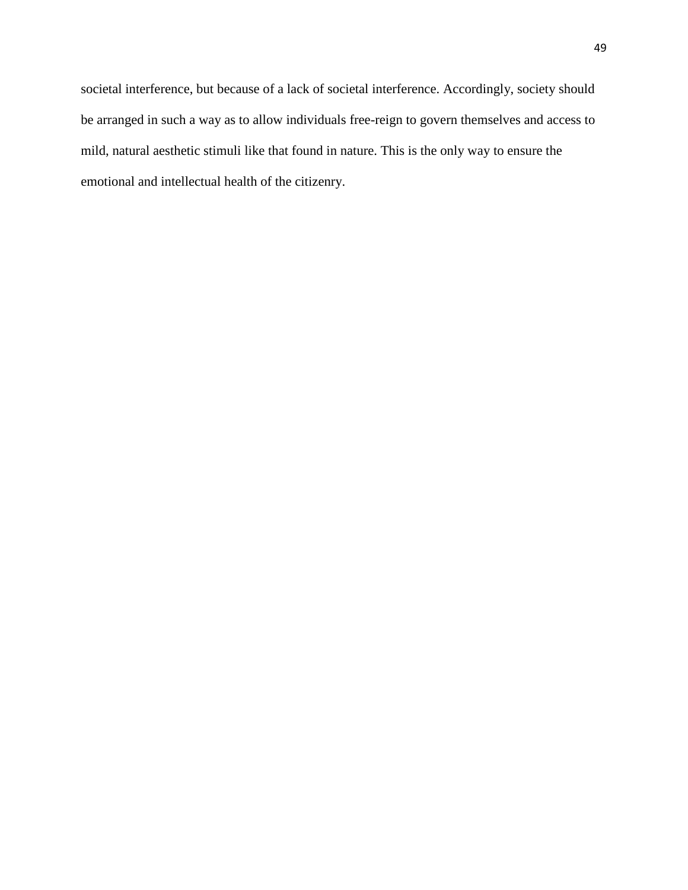societal interference, but because of a lack of societal interference. Accordingly, society should be arranged in such a way as to allow individuals free-reign to govern themselves and access to mild, natural aesthetic stimuli like that found in nature. This is the only way to ensure the emotional and intellectual health of the citizenry.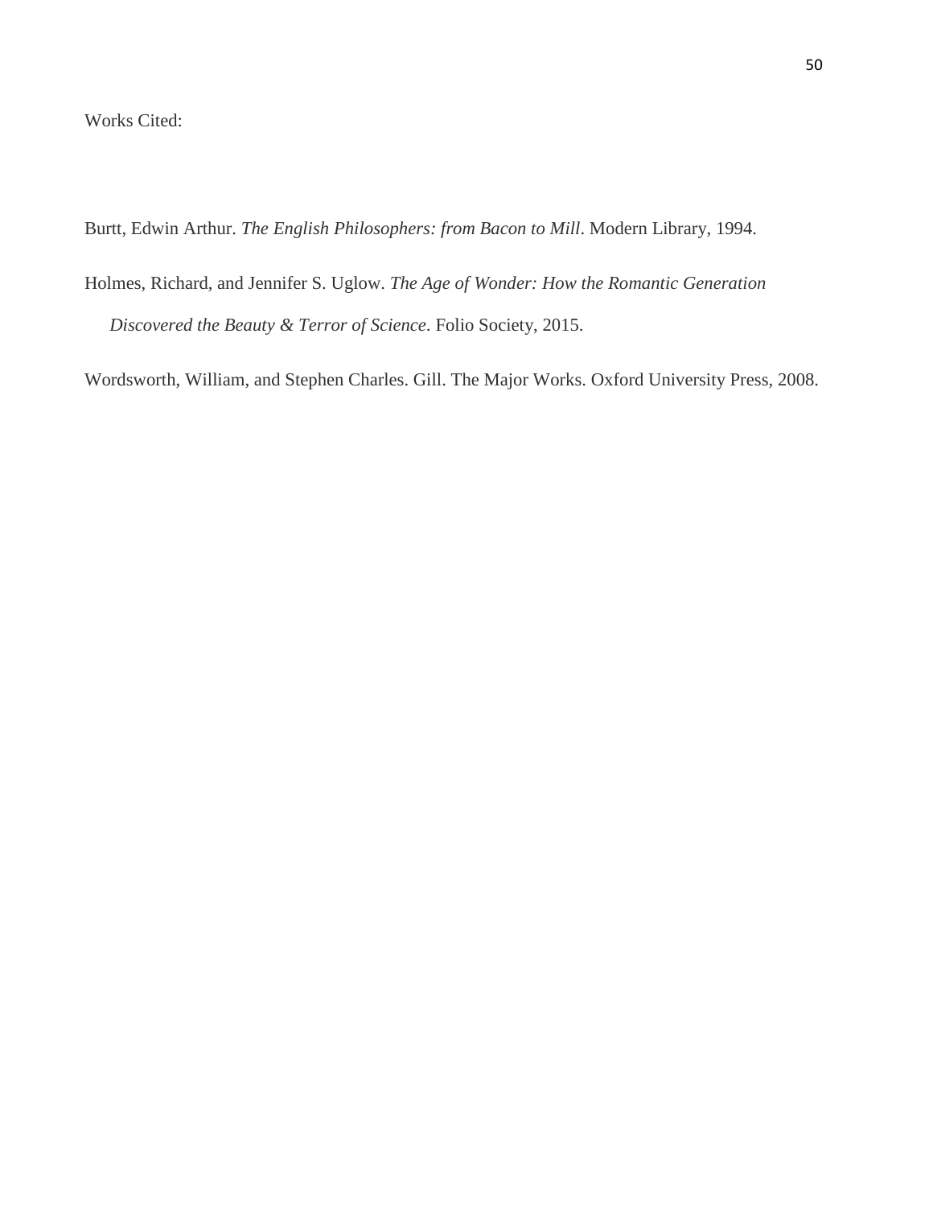Works Cited:

Burtt, Edwin Arthur. *The English Philosophers: from Bacon to Mill*. Modern Library, 1994.

Holmes, Richard, and Jennifer S. Uglow. *The Age of Wonder: How the Romantic Generation Discovered the Beauty & Terror of Science*. Folio Society, 2015.

Wordsworth, William, and Stephen Charles. Gill. The Major Works. Oxford University Press, 2008.